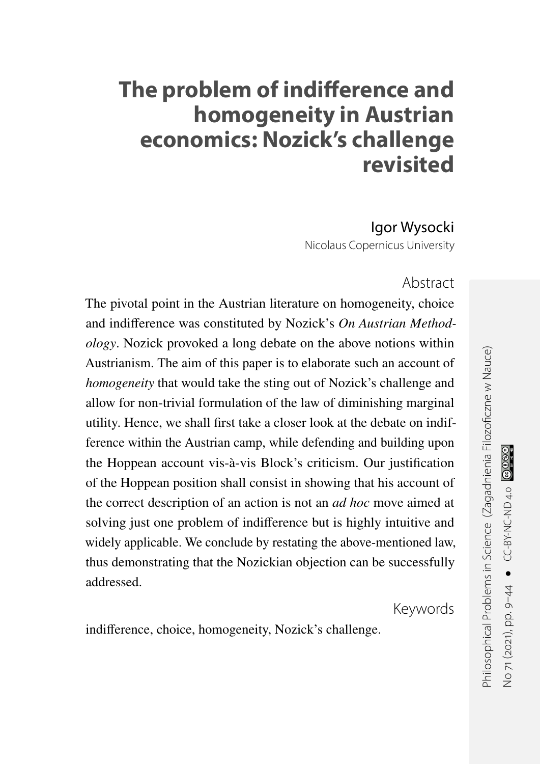# The problem of indifference and homogeneity in Austrian economics: Nozick's challenge revisited

Igor Wysocki

Nicolaus Copernicus University

## Abstract

The pivotal point in the Austrian literature on homogeneity, choice and indifference was constituted by Nozick's *On Austrian Methodology*. Nozick provoked a long debate on the above notions within Austrianism. The aim of this paper is to elaborate such an account of *homogeneity* that would take the sting out of Nozick's challenge and allow for non-trivial formulation of the law of diminishing marginal utility. Hence, we shall first take a closer look at the debate on indifference within the Austrian camp, while defending and building upon the Hoppean account vis-à-vis Block's criticism. Our justification of the Hoppean position shall consist in showing that his account of the correct description of an action is not an *ad hoc* move aimed at solving just one problem of indifference but is highly intuitive and widely applicable. We conclude by restating the above-mentioned law, thus demonstrating that the Nozickian objection can be successfully addressed.

## Keywords

indifference, choice, homogeneity, Nozick's challenge.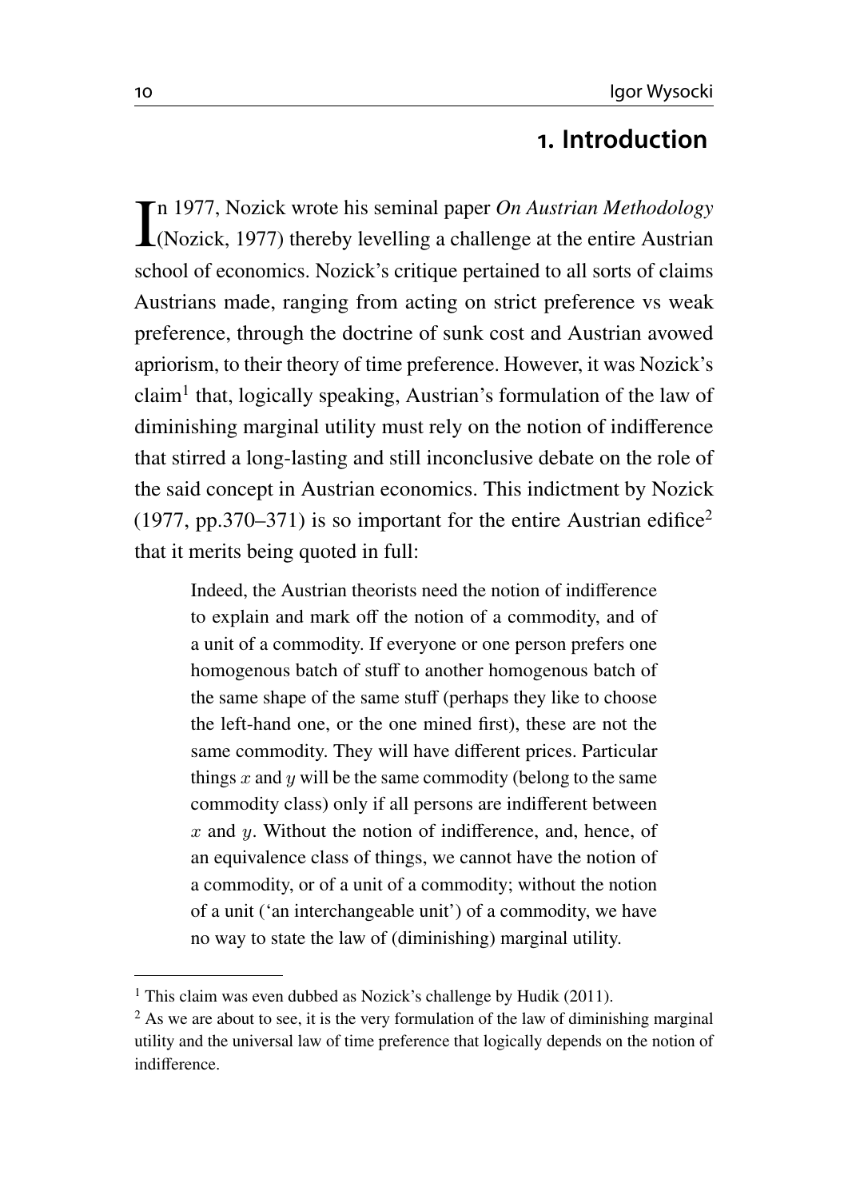## 1. Introduction

In 1977, Nozick wrote his seminal paper *On Austrian Methodology* (Nozick, 1977) thereby levelling a challenge at the entire Austrian school of economics. Nozick's critique pertained to all sorts of claims Austrians made, ranging from acting on strict preference vs weak preference, through the doctrine of sunk cost and Austrian avowed apriorism, to their theory of time preference. However, it was Nozick's claim[1] that, logically speaking, Austrian's formulation of the law of diminishing marginal utility must rely on the notion of indifference that stirred a long-lasting and still inconclusive debate on the role of the said concept in Austrian economics. This indictment by Nozick (1977, pp.370–371) is so important for the entire Austrian edifice[2] that it merits being quoted in full:

> Indeed, the Austrian theorists need the notion of indifference to explain and mark off the notion of a commodity, and of a unit of a commodity. If everyone or one person prefers one homogenous batch of stuff to another homogenous batch of the same shape of the same stuff (perhaps they like to choose the left-hand one, or the one mined first), these are not the same commodity. They will have different prices. Particular things $x$ and $y$ will be the same commodity (belong to the same commodity class) only if all persons are indifferent between $x$ and $y$. Without the notion of indifference, and, hence, of an equivalence class of things, we cannot have the notion of a commodity, or of a unit of a commodity; without the notion of a unit ('an interchangeable unit') of a commodity, we have no way to state the law of (diminishing) marginal utility.

[1] This claim was even dubbed as Nozick's challenge by Hudik (2011).

[2] As we are about to see, it is the very formulation of the law of diminishing marginal utility and the universal law of time preference that logically depends on the notion of indifference.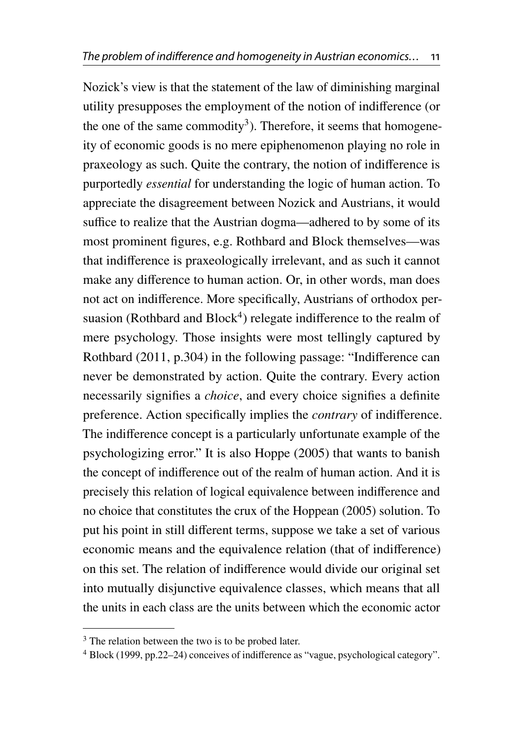Nozick's view is that the statement of the law of diminishing marginal utility presupposes the employment of the notion of indifference (or the one of the same commodity[3]). Therefore, it seems that homogeneity of economic goods is no mere epiphenomenon playing no role in praxeology as such. Quite the contrary, the notion of indifference is purportedly *essential* for understanding the logic of human action. To appreciate the disagreement between Nozick and Austrians, it would suffice to realize that the Austrian dogma—adhered to by some of its most prominent figures, e.g. Rothbard and Block themselves—was that indifference is praxeologically irrelevant, and as such it cannot make any difference to human action. Or, in other words, man does not act on indifference. More specifically, Austrians of orthodox persuasion (Rothbard and Block[4]) relegate indifference to the realm of mere psychology. Those insights were most tellingly captured by Rothbard (2011, p.304) in the following passage: "Indifference can never be demonstrated by action. Quite the contrary. Every action necessarily signifies a *choice*, and every choice signifies a definite preference. Action specifically implies the *contrary* of indifference. The indifference concept is a particularly unfortunate example of the psychologizing error." It is also Hoppe (2005) that wants to banish the concept of indifference out of the realm of human action. And it is precisely this relation of logical equivalence between indifference and no choice that constitutes the crux of the Hoppean (2005) solution. To put his point in still different terms, suppose we take a set of various economic means and the equivalence relation (that of indifference) on this set. The relation of indifference would divide our original set into mutually disjunctive equivalence classes, which means that all the units in each class are the units between which the economic actor

[3] The relation between the two is to be probed later.

[4] Block (1999, pp.22–24) conceives of indifference as "vague, psychological category".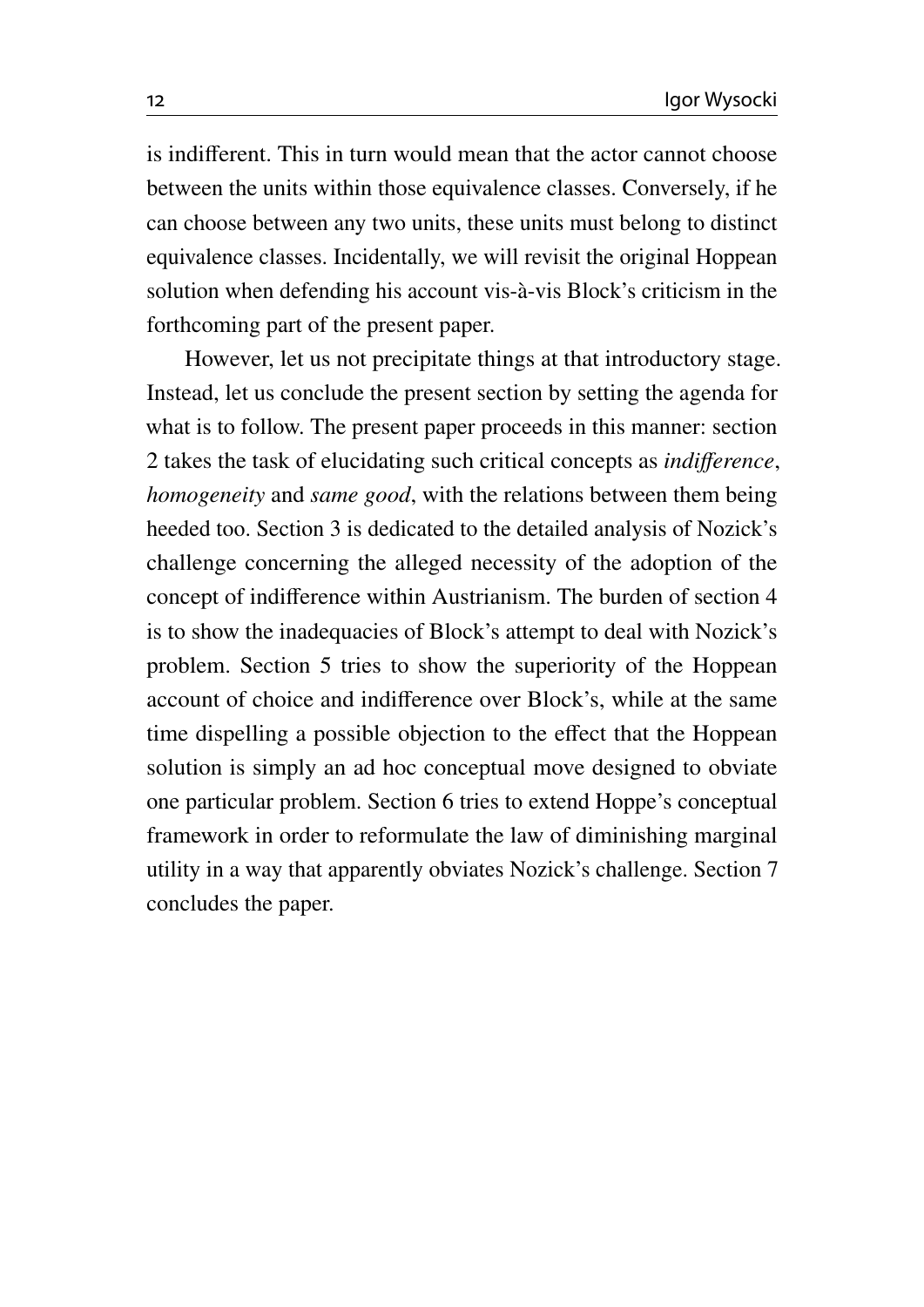is indifferent. This in turn would mean that the actor cannot choose between the units within those equivalence classes. Conversely, if he can choose between any two units, these units must belong to distinct equivalence classes. Incidentally, we will revisit the original Hoppean solution when defending his account vis-à-vis Block's criticism in the forthcoming part of the present paper.

However, let us not precipitate things at that introductory stage. Instead, let us conclude the present section by setting the agenda for what is to follow. The present paper proceeds in this manner: section 2 takes the task of elucidating such critical concepts as *indifference*, *homogeneity* and *same good*, with the relations between them being heeded too. Section 3 is dedicated to the detailed analysis of Nozick's challenge concerning the alleged necessity of the adoption of the concept of indifference within Austrianism. The burden of section 4 is to show the inadequacies of Block's attempt to deal with Nozick's problem. Section 5 tries to show the superiority of the Hoppean account of choice and indifference over Block's, while at the same time dispelling a possible objection to the effect that the Hoppean solution is simply an ad hoc conceptual move designed to obviate one particular problem. Section 6 tries to extend Hoppe's conceptual framework in order to reformulate the law of diminishing marginal utility in a way that apparently obviates Nozick's challenge. Section 7 concludes the paper.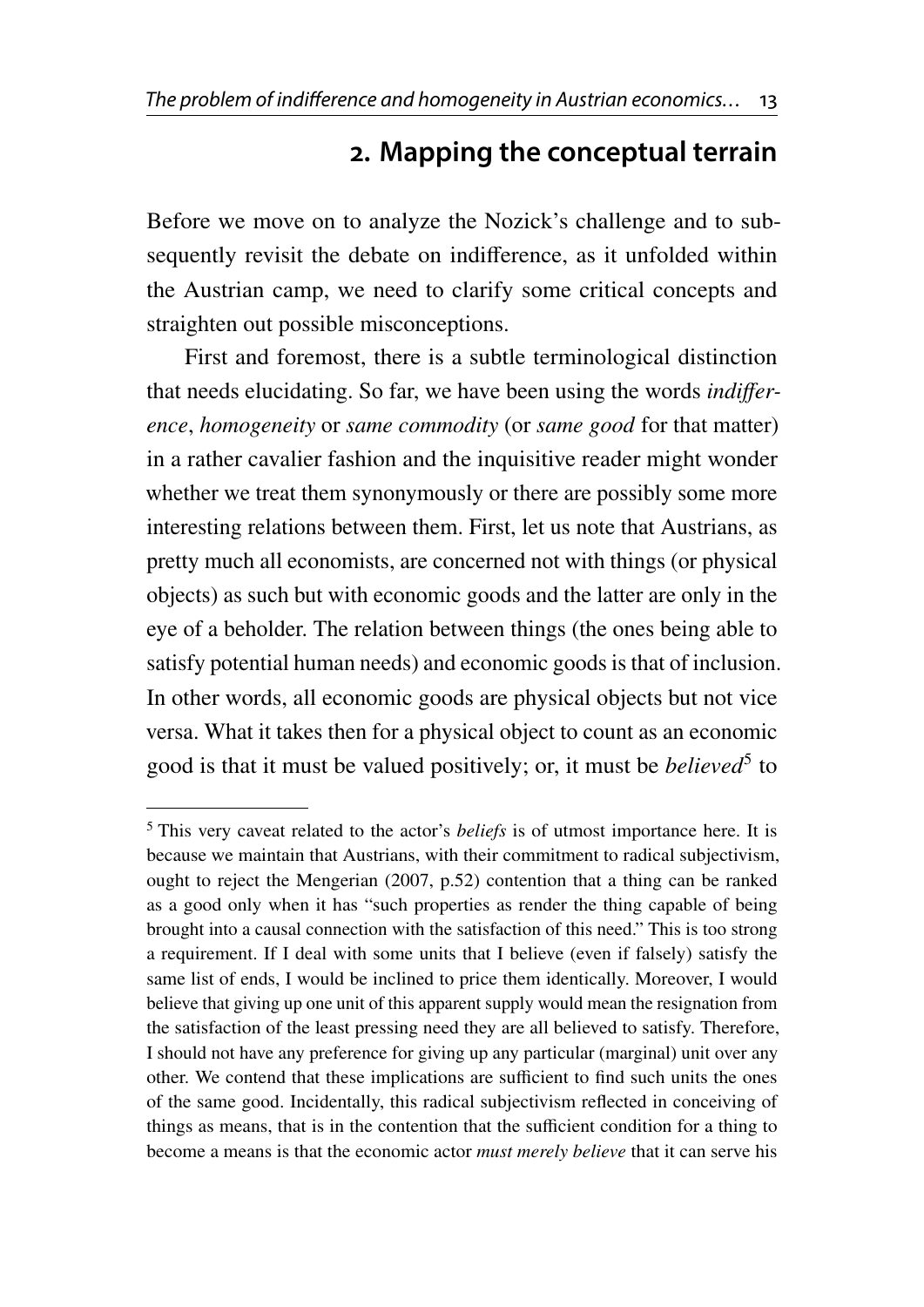## 2. Mapping the conceptual terrain

Before we move on to analyze the Nozick's challenge and to subsequently revisit the debate on indifference, as it unfolded within the Austrian camp, we need to clarify some critical concepts and straighten out possible misconceptions.

First and foremost, there is a subtle terminological distinction that needs elucidating. So far, we have been using the words *indifference*, *homogeneity* or *same commodity* (or *same good* for that matter) in a rather cavalier fashion and the inquisitive reader might wonder whether we treat them synonymously or there are possibly some more interesting relations between them. First, let us note that Austrians, as pretty much all economists, are concerned not with things (or physical objects) as such but with economic goods and the latter are only in the eye of a beholder. The relation between things (the ones being able to satisfy potential human needs) and economic goods is that of inclusion. In other words, all economic goods are physical objects but not vice versa. What it takes then for a physical object to count as an economic good is that it must be valued positively; or, it must be *believed*[5] to

[5] This very caveat related to the actor's *beliefs* is of utmost importance here. It is because we maintain that Austrians, with their commitment to radical subjectivism, ought to reject the Mengerian (2007, p.52) contention that a thing can be ranked as a good only when it has "such properties as render the thing capable of being brought into a causal connection with the satisfaction of this need." This is too strong a requirement. If I deal with some units that I believe (even if falsely) satisfy the same list of ends, I would be inclined to price them identically. Moreover, I would believe that giving up one unit of this apparent supply would mean the resignation from the satisfaction of the least pressing need they are all believed to satisfy. Therefore, I should not have any preference for giving up any particular (marginal) unit over any other. We contend that these implications are sufficient to find such units the ones of the same good. Incidentally, this radical subjectivism reflected in conceiving of things as means, that is in the contention that the sufficient condition for a thing to become a means is that the economic actor *must merely believe* that it can serve his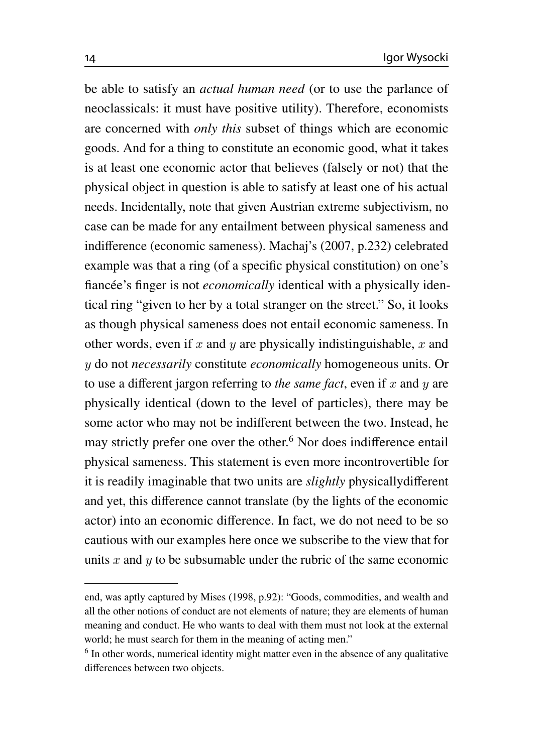be able to satisfy an *actual human need* (or to use the parlance of neoclassicals: it must have positive utility). Therefore, economists are concerned with *only this* subset of things which are economic goods. And for a thing to constitute an economic good, what it takes is at least one economic actor that believes (falsely or not) that the physical object in question is able to satisfy at least one of his actual needs. Incidentally, note that given Austrian extreme subjectivism, no case can be made for any entailment between physical sameness and indifference (economic sameness). Machaj's (2007, p.232) celebrated example was that a ring (of a specific physical constitution) on one's fiancée's finger is not *economically* identical with a physically identical ring "given to her by a total stranger on the street." So, it looks as though physical sameness does not entail economic sameness. In other words, even if $x$ and $y$ are physically indistinguishable, $x$ and $y$ do not *necessarily* constitute *economically* homogeneous units. Or to use a different jargon referring to *the same fact*, even if $x$ and $y$ are physically identical (down to the level of particles), there may be some actor who may not be indifferent between the two. Instead, he may strictly prefer one over the other.[6] Nor does indifference entail physical sameness. This statement is even more incontrovertible for it is readily imaginable that two units are *slightly* physicallydifferent and yet, this difference cannot translate (by the lights of the economic actor) into an economic difference. In fact, we do not need to be so cautious with our examples here once we subscribe to the view that for units $x$ and $y$ to be subsumable under the rubric of the same economic

end, was aptly captured by Mises (1998, p.92): "Goods, commodities, and wealth and all the other notions of conduct are not elements of nature; they are elements of human meaning and conduct. He who wants to deal with them must not look at the external world; he must search for them in the meaning of acting men."

[6] In other words, numerical identity might matter even in the absence of any qualitative differences between two objects.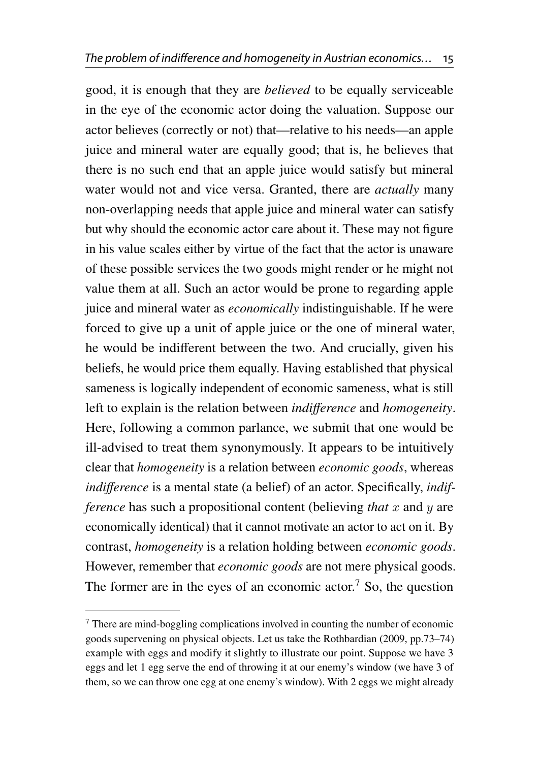good, it is enough that they are *believed* to be equally serviceable in the eye of the economic actor doing the valuation. Suppose our actor believes (correctly or not) that—relative to his needs—an apple juice and mineral water are equally good; that is, he believes that there is no such end that an apple juice would satisfy but mineral water would not and vice versa. Granted, there are *actually* many non-overlapping needs that apple juice and mineral water can satisfy but why should the economic actor care about it. These may not figure in his value scales either by virtue of the fact that the actor is unaware of these possible services the two goods might render or he might not value them at all. Such an actor would be prone to regarding apple juice and mineral water as *economically* indistinguishable. If he were forced to give up a unit of apple juice or the one of mineral water, he would be indifferent between the two. And crucially, given his beliefs, he would price them equally. Having established that physical sameness is logically independent of economic sameness, what is still left to explain is the relation between *indifference* and *homogeneity*. Here, following a common parlance, we submit that one would be ill-advised to treat them synonymously. It appears to be intuitively clear that *homogeneity* is a relation between *economic goods*, whereas *indifference* is a mental state (a belief) of an actor. Specifically, *indifference* has such a propositional content (believing *that* $x$ and $y$ are economically identical) that it cannot motivate an actor to act on it. By contrast, *homogeneity* is a relation holding between *economic goods*. However, remember that *economic goods* are not mere physical goods. The former are in the eyes of an economic actor.[7] So, the question

[7] There are mind-boggling complications involved in counting the number of economic goods supervening on physical objects. Let us take the Rothbardian (2009, pp.73–74) example with eggs and modify it slightly to illustrate our point. Suppose we have 3 eggs and let 1 egg serve the end of throwing it at our enemy's window (we have 3 of them, so we can throw one egg at one enemy's window). With 2 eggs we might already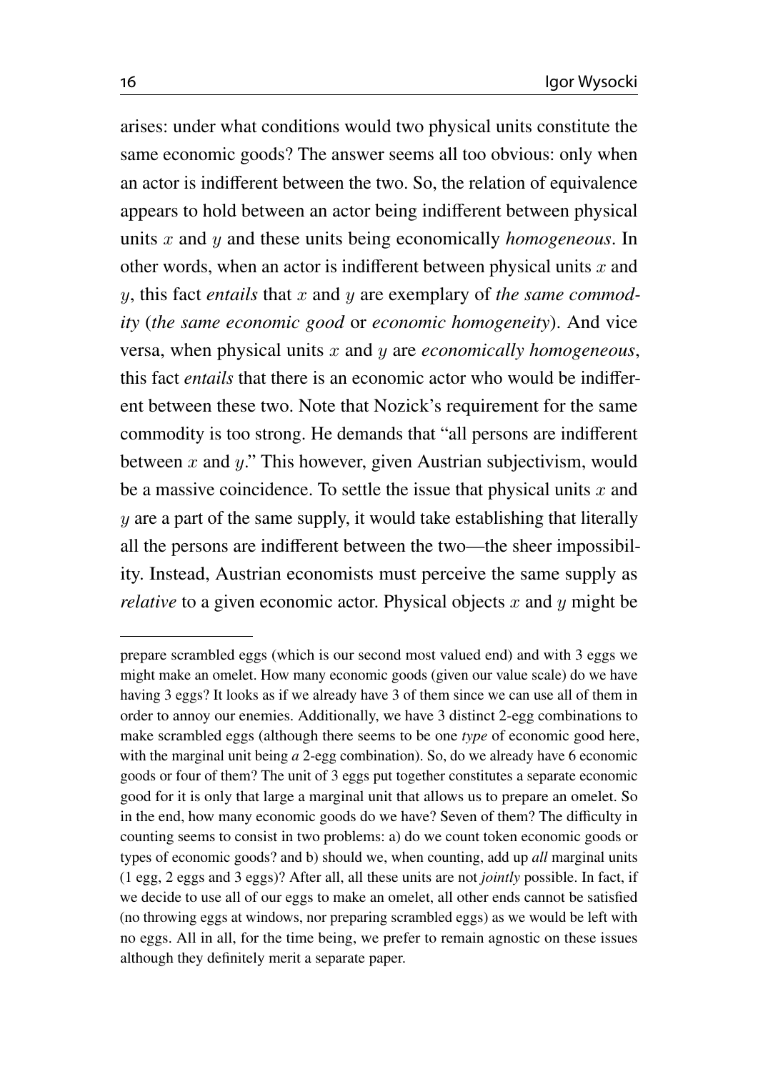arises: under what conditions would two physical units constitute the same economic goods? The answer seems all too obvious: only when an actor is indifferent between the two. So, the relation of equivalence appears to hold between an actor being indifferent between physical units $x$ and $y$ and these units being economically *homogeneous*. In other words, when an actor is indifferent between physical units $x$ and $y$, this fact *entails* that $x$ and $y$ are exemplary of *the same commodity* (*the same economic good* or *economic homogeneity*). And vice versa, when physical units $x$ and $y$ are *economically homogeneous*, this fact *entails* that there is an economic actor who would be indifferent between these two. Note that Nozick's requirement for the same commodity is too strong. He demands that "all persons are indifferent between $x$ and $y$." This however, given Austrian subjectivism, would be a massive coincidence. To settle the issue that physical units $x$ and $y$ are a part of the same supply, it would take establishing that literally all the persons are indifferent between the two—the sheer impossibility. Instead, Austrian economists must perceive the same supply as *relative* to a given economic actor. Physical objects $x$ and $y$ might be

---

prepare scrambled eggs (which is our second most valued end) and with 3 eggs we might make an omelet. How many economic goods (given our value scale) do we have having 3 eggs? It looks as if we already have 3 of them since we can use all of them in order to annoy our enemies. Additionally, we have 3 distinct 2-egg combinations to make scrambled eggs (although there seems to be one *type* of economic good here, with the marginal unit being *a* 2-egg combination). So, do we already have 6 economic goods or four of them? The unit of 3 eggs put together constitutes a separate economic good for it is only that large a marginal unit that allows us to prepare an omelet. So in the end, how many economic goods do we have? Seven of them? The difficulty in counting seems to consist in two problems: a) do we count token economic goods or types of economic goods? and b) should we, when counting, add up *all* marginal units (1 egg, 2 eggs and 3 eggs)? After all, all these units are not *jointly* possible. In fact, if we decide to use all of our eggs to make an omelet, all other ends cannot be satisfied (no throwing eggs at windows, nor preparing scrambled eggs) as we would be left with no eggs. All in all, for the time being, we prefer to remain agnostic on these issues although they definitely merit a separate paper.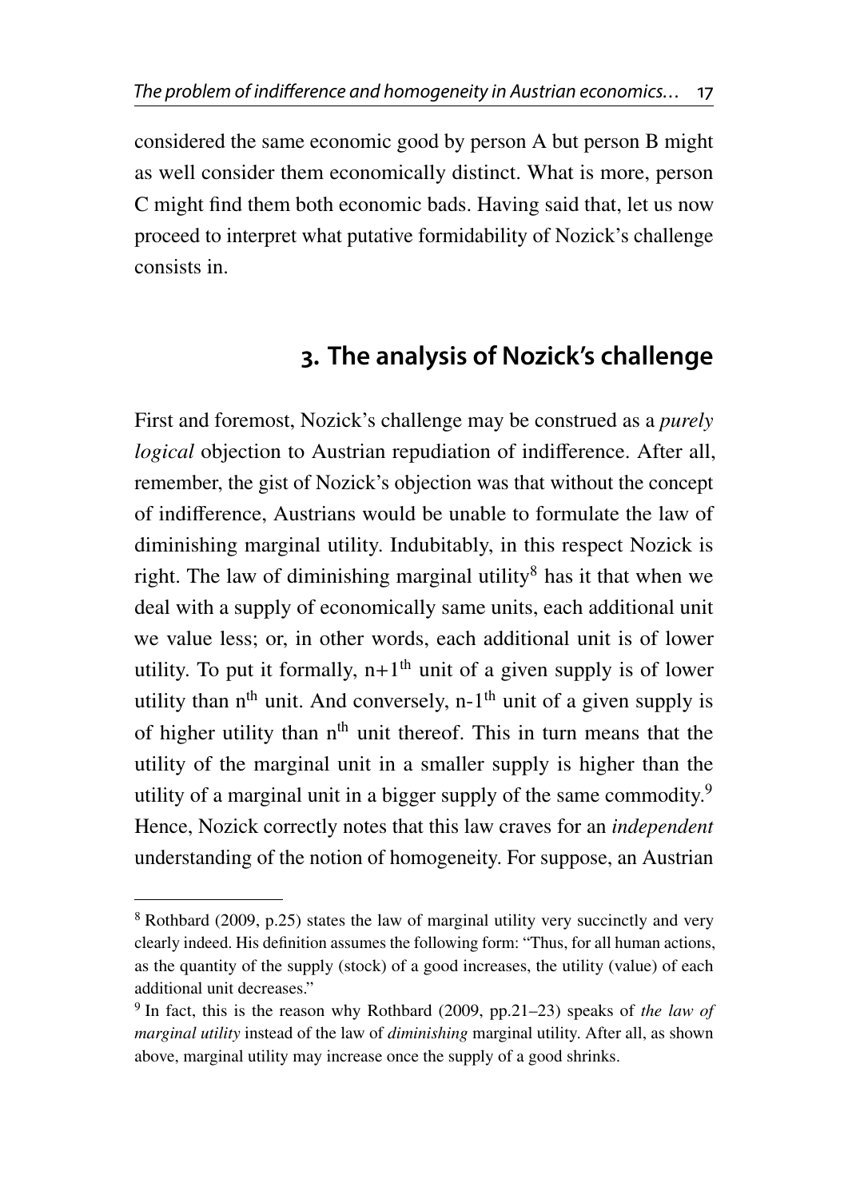considered the same economic good by person A but person B might as well consider them economically distinct. What is more, person C might find them both economic bads. Having said that, let us now proceed to interpret what putative formidability of Nozick's challenge consists in.

## 3. The analysis of Nozick's challenge

First and foremost, Nozick's challenge may be construed as a *purely logical* objection to Austrian repudiation of indifference. After all, remember, the gist of Nozick's objection was that without the concept of indifference, Austrians would be unable to formulate the law of diminishing marginal utility. Indubitably, in this respect Nozick is right. The law of diminishing marginal utility[8] has it that when we deal with a supply of economically same units, each additional unit we value less; or, in other words, each additional unit is of lower utility. To put it formally, $n+1^{th}$ unit of a given supply is of lower utility than $n^{th}$ unit. And conversely, $n-1^{th}$ unit of a given supply is of higher utility than $n^{th}$ unit thereof. This in turn means that the utility of the marginal unit in a smaller supply is higher than the utility of a marginal unit in a bigger supply of the same commodity.[9] Hence, Nozick correctly notes that this law craves for an *independent* understanding of the notion of homogeneity. For suppose, an Austrian

---

[8] Rothbard (2009, p.25) states the law of marginal utility very succinctly and very clearly indeed. His definition assumes the following form: "Thus, for all human actions, as the quantity of the supply (stock) of a good increases, the utility (value) of each additional unit decreases."

[9] In fact, this is the reason why Rothbard (2009, pp.21–23) speaks of *the law of marginal utility* instead of the law of *diminishing* marginal utility. After all, as shown above, marginal utility may increase once the supply of a good shrinks.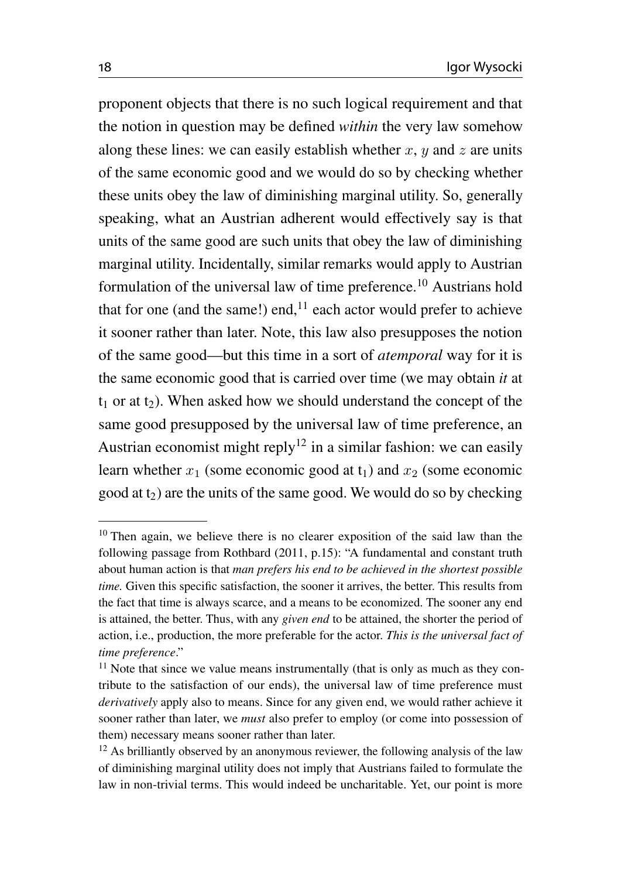proponent objects that there is no such logical requirement and that the notion in question may be defined *within* the very law somehow along these lines: we can easily establish whether $x$, $y$ and $z$ are units of the same economic good and we would do so by checking whether these units obey the law of diminishing marginal utility. So, generally speaking, what an Austrian adherent would effectively say is that units of the same good are such units that obey the law of diminishing marginal utility. Incidentally, similar remarks would apply to Austrian formulation of the universal law of time preference.[10] Austrians hold that for one (and the same!) end,[11] each actor would prefer to achieve it sooner rather than later. Note, this law also presupposes the notion of the same good—but this time in a sort of *atemporal* way for it is the same economic good that is carried over time (we may obtain *it* at $t_1$ or at $t_2$). When asked how we should understand the concept of the same good presupposed by the universal law of time preference, an Austrian economist might reply[12] in a similar fashion: we can easily learn whether $x_1$ (some economic good at $t_1$) and $x_2$ (some economic good at $t_2$) are the units of the same good. We would do so by checking

[10] Then again, we believe there is no clearer exposition of the said law than the following passage from Rothbard (2011, p.15): "A fundamental and constant truth about human action is that *man prefers his end to be achieved in the shortest possible time.* Given this specific satisfaction, the sooner it arrives, the better. This results from the fact that time is always scarce, and a means to be economized. The sooner any end is attained, the better. Thus, with any *given end* to be attained, the shorter the period of action, i.e., production, the more preferable for the actor. *This is the universal fact of time preference*."

[11] Note that since we value means instrumentally (that is only as much as they contribute to the satisfaction of our ends), the universal law of time preference must *derivatively* apply also to means. Since for any given end, we would rather achieve it sooner rather than later, we *must* also prefer to employ (or come into possession of them) necessary means sooner rather than later.

[12] As brilliantly observed by an anonymous reviewer, the following analysis of the law of diminishing marginal utility does not imply that Austrians failed to formulate the law in non-trivial terms. This would indeed be uncharitable. Yet, our point is more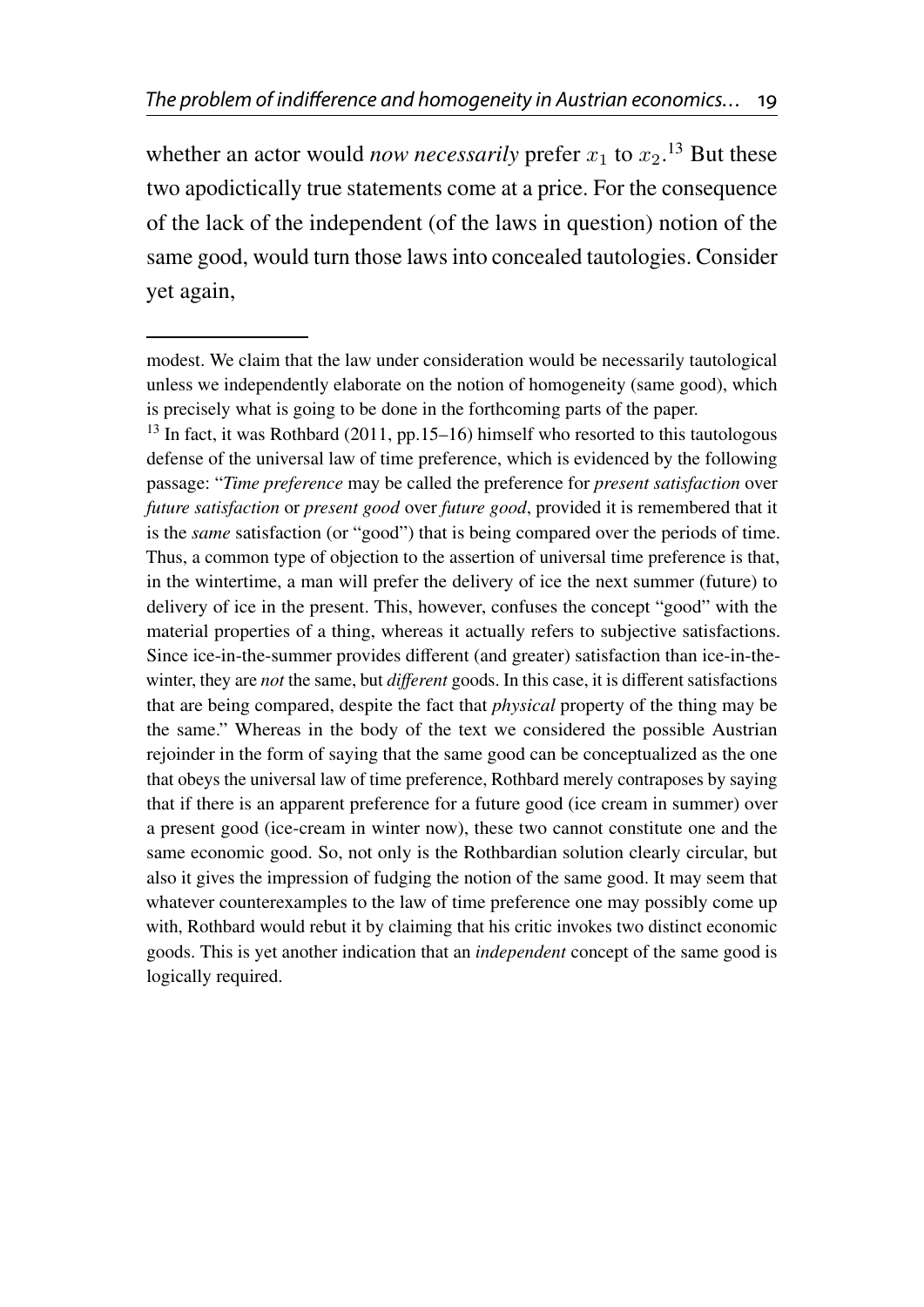whether an actor would *now necessarily* prefer $x_1$ to $x_2$.[13] But these two apodictically true statements come at a price. For the consequence of the lack of the independent (of the laws in question) notion of the same good, would turn those laws into concealed tautologies. Consider yet again,

---

modest. We claim that the law under consideration would be necessarily tautological unless we independently elaborate on the notion of homogeneity (same good), which is precisely what is going to be done in the forthcoming parts of the paper.

[13] In fact, it was Rothbard (2011, pp.15–16) himself who resorted to this tautologous defense of the universal law of time preference, which is evidenced by the following passage: "*Time preference* may be called the preference for *present satisfaction* over *future satisfaction* or *present good* over *future good*, provided it is remembered that it is the *same* satisfaction (or "good") that is being compared over the periods of time. Thus, a common type of objection to the assertion of universal time preference is that, in the wintertime, a man will prefer the delivery of ice the next summer (future) to delivery of ice in the present. This, however, confuses the concept "good" with the material properties of a thing, whereas it actually refers to subjective satisfactions. Since ice-in-the-summer provides different (and greater) satisfaction than ice-in-the-winter, they are *not* the same, but *different* goods. In this case, it is different satisfactions that are being compared, despite the fact that *physical* property of the thing may be the same." Whereas in the body of the text we considered the possible Austrian rejoinder in the form of saying that the same good can be conceptualized as the one that obeys the universal law of time preference, Rothbard merely contraposes by saying that if there is an apparent preference for a future good (ice cream in summer) over a present good (ice-cream in winter now), these two cannot constitute one and the same economic good. So, not only is the Rothbardian solution clearly circular, but also it gives the impression of fudging the notion of the same good. It may seem that whatever counterexamples to the law of time preference one may possibly come up with, Rothbard would rebut it by claiming that his critic invokes two distinct economic goods. This is yet another indication that an *independent* concept of the same good is logically required.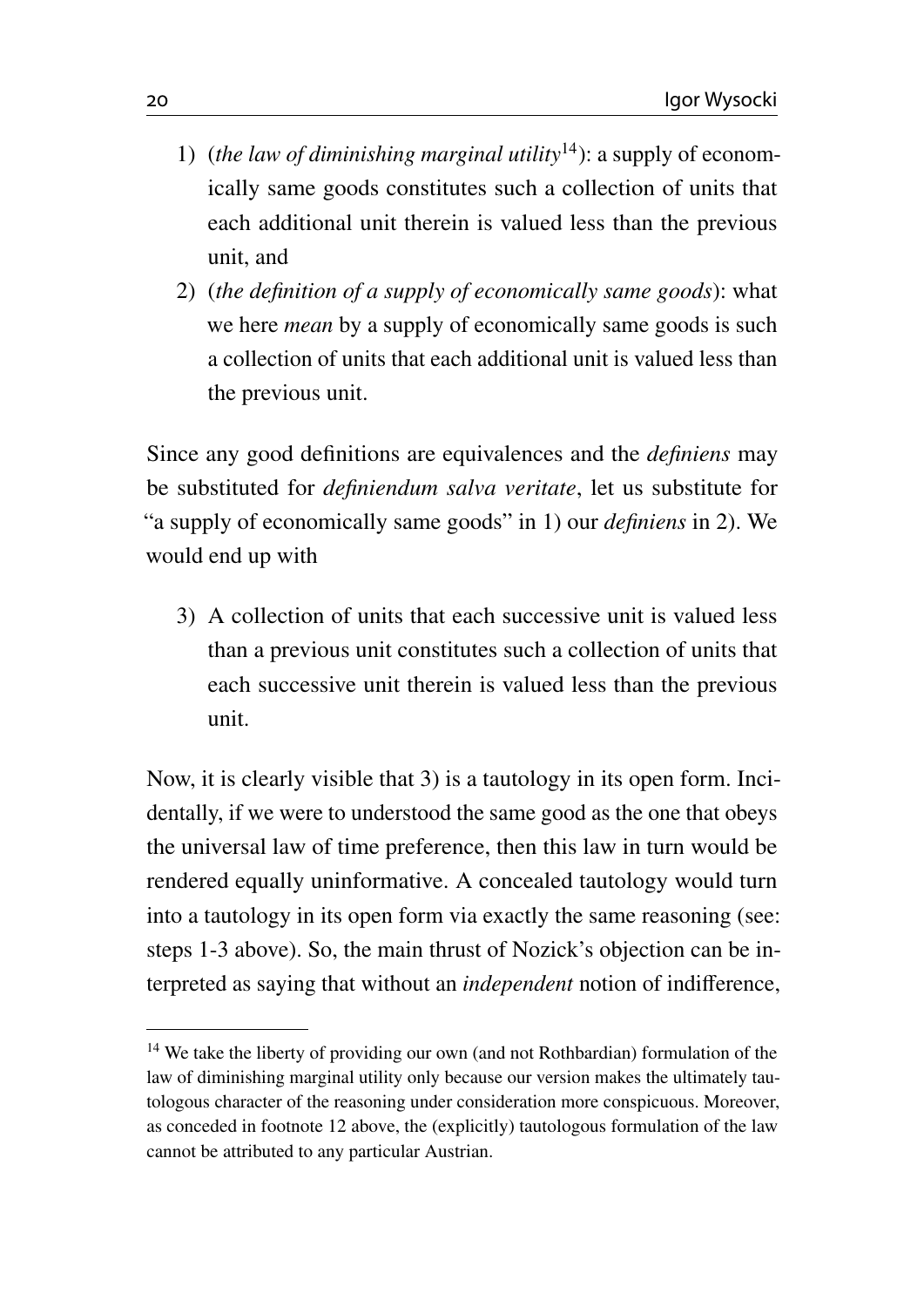1) (*the law of diminishing marginal utility*[14]): a supply of economically same goods constitutes such a collection of units that each additional unit therein is valued less than the previous unit, and
2) (*the definition of a supply of economically same goods*): what we here *mean* by a supply of economically same goods is such a collection of units that each additional unit is valued less than the previous unit.

Since any good definitions are equivalences and the *definiens* may be substituted for *definiendum salva veritate*, let us substitute for "a supply of economically same goods" in 1) our *definiens* in 2). We would end up with

3) A collection of units that each successive unit is valued less than a previous unit constitutes such a collection of units that each successive unit therein is valued less than the previous unit.

Now, it is clearly visible that 3) is a tautology in its open form. Incidentally, if we were to understood the same good as the one that obeys the universal law of time preference, then this law in turn would be rendered equally uninformative. A concealed tautology would turn into a tautology in its open form via exactly the same reasoning (see: steps 1-3 above). So, the main thrust of Nozick's objection can be interpreted as saying that without an *independent* notion of indifference,

---

[14] We take the liberty of providing our own (and not Rothbardian) formulation of the law of diminishing marginal utility only because our version makes the ultimately tautologous character of the reasoning under consideration more conspicuous. Moreover, as conceded in footnote 12 above, the (explicitly) tautologous formulation of the law cannot be attributed to any particular Austrian.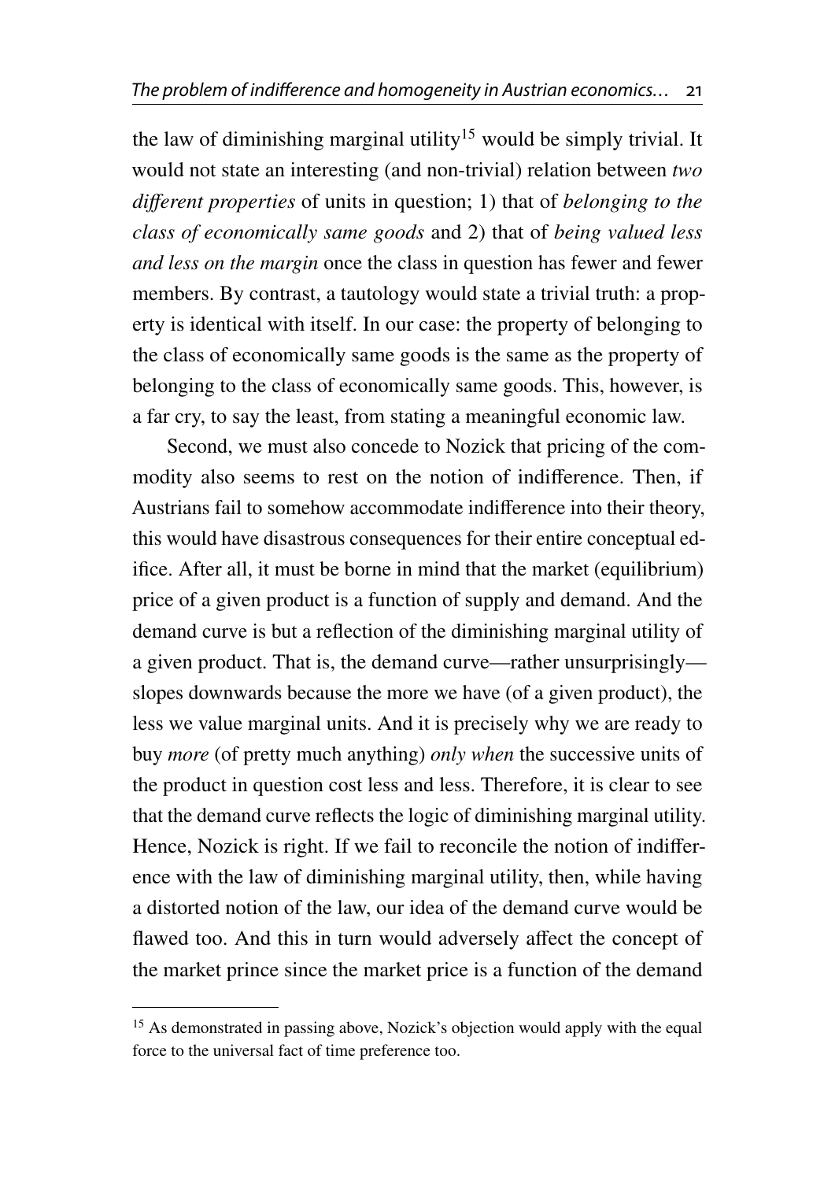the law of diminishing marginal utility[15] would be simply trivial. It would not state an interesting (and non-trivial) relation between *two different properties* of units in question; 1) that of *belonging to the class of economically same goods* and 2) that of *being valued less and less on the margin* once the class in question has fewer and fewer members. By contrast, a tautology would state a trivial truth: a property is identical with itself. In our case: the property of belonging to the class of economically same goods is the same as the property of belonging to the class of economically same goods. This, however, is a far cry, to say the least, from stating a meaningful economic law.

Second, we must also concede to Nozick that pricing of the commodity also seems to rest on the notion of indifference. Then, if Austrians fail to somehow accommodate indifference into their theory, this would have disastrous consequences for their entire conceptual edifice. After all, it must be borne in mind that the market (equilibrium) price of a given product is a function of supply and demand. And the demand curve is but a reflection of the diminishing marginal utility of a given product. That is, the demand curve—rather unsurprisingly—slopes downwards because the more we have (of a given product), the less we value marginal units. And it is precisely why we are ready to buy *more* (of pretty much anything) *only when* the successive units of the product in question cost less and less. Therefore, it is clear to see that the demand curve reflects the logic of diminishing marginal utility. Hence, Nozick is right. If we fail to reconcile the notion of indifference with the law of diminishing marginal utility, then, while having a distorted notion of the law, our idea of the demand curve would be flawed too. And this in turn would adversely affect the concept of the market prince since the market price is a function of the demand

---

[15] As demonstrated in passing above, Nozick's objection would apply with the equal force to the universal fact of time preference too.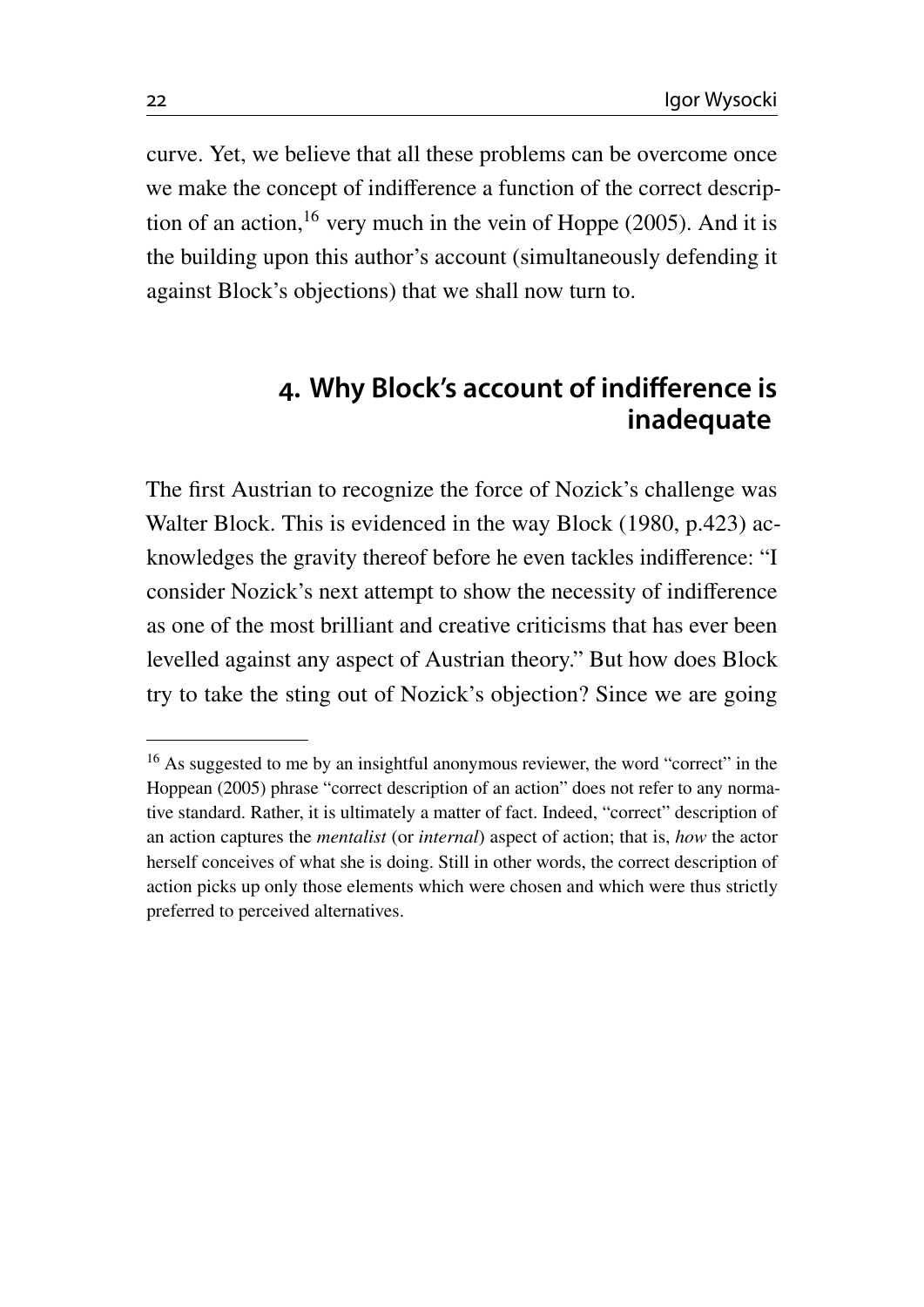curve. Yet, we believe that all these problems can be overcome once we make the concept of indifference a function of the correct description of an action,[16] very much in the vein of Hoppe (2005). And it is the building upon this author's account (simultaneously defending it against Block's objections) that we shall now turn to.

## 4. Why Block's account of indifference is inadequate

The first Austrian to recognize the force of Nozick's challenge was Walter Block. This is evidenced in the way Block (1980, p.423) acknowledges the gravity thereof before he even tackles indifference: "I consider Nozick's next attempt to show the necessity of indifference as one of the most brilliant and creative criticisms that has ever been levelled against any aspect of Austrian theory." But how does Block try to take the sting out of Nozick's objection? Since we are going

[16] As suggested to me by an insightful anonymous reviewer, the word "correct" in the Hoppean (2005) phrase "correct description of an action" does not refer to any normative standard. Rather, it is ultimately a matter of fact. Indeed, "correct" description of an action captures the *mentalist* (or *internal*) aspect of action; that is, *how* the actor herself conceives of what she is doing. Still in other words, the correct description of action picks up only those elements which were chosen and which were thus strictly preferred to perceived alternatives.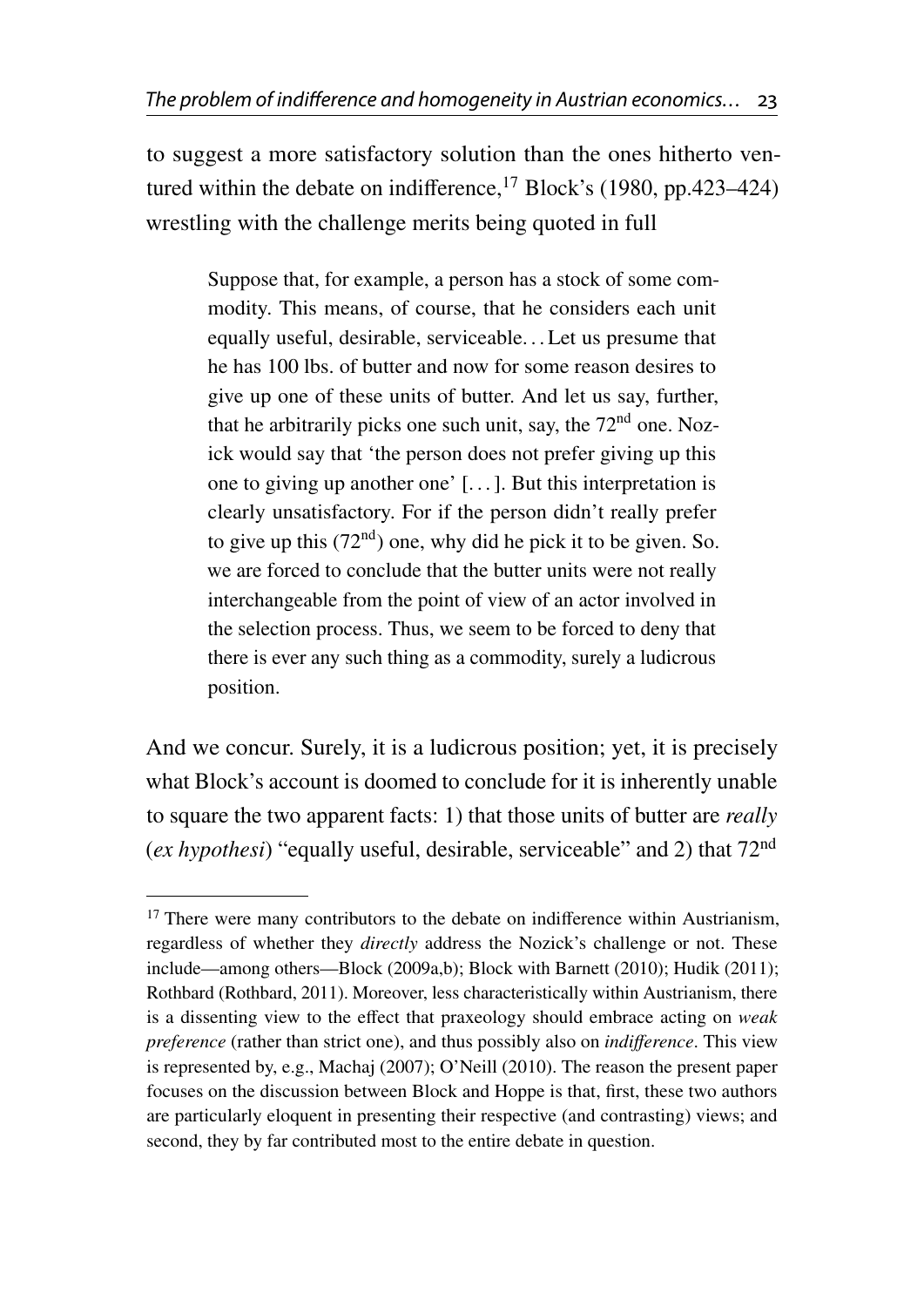to suggest a more satisfactory solution than the ones hitherto ventured within the debate on indifference,[17] Block's (1980, pp.423–424) wrestling with the challenge merits being quoted in full

> Suppose that, for example, a person has a stock of some commodity. This means, of course, that he considers each unit equally useful, desirable, serviceable... Let us presume that he has 100 lbs. of butter and now for some reason desires to give up one of these units of butter. And let us say, further, that he arbitrarily picks one such unit, say, the $72^{\text{nd}}$ one. Nozick would say that 'the person does not prefer giving up this one to giving up another one' [...]. But this interpretation is clearly unsatisfactory. For if the person didn't really prefer to give up this ($72^{\text{nd}}$) one, why did he pick it to be given. So. we are forced to conclude that the butter units were not really interchangeable from the point of view of an actor involved in the selection process. Thus, we seem to be forced to deny that there is ever any such thing as a commodity, surely a ludicrous position.

And we concur. Surely, it is a ludicrous position; yet, it is precisely what Block's account is doomed to conclude for it is inherently unable to square the two apparent facts: 1) that those units of butter are *really* (*ex hypothesi*) "equally useful, desirable, serviceable" and 2) that $72^{\text{nd}}$

[17] There were many contributors to the debate on indifference within Austrianism, regardless of whether they *directly* address the Nozick's challenge or not. These include—among others—Block (2009a,b); Block with Barnett (2010); Hudik (2011); Rothbard (Rothbard, 2011). Moreover, less characteristically within Austrianism, there is a dissenting view to the effect that praxeology should embrace acting on *weak preference* (rather than strict one), and thus possibly also on *indifference*. This view is represented by, e.g., Machaj (2007); O'Neill (2010). The reason the present paper focuses on the discussion between Block and Hoppe is that, first, these two authors are particularly eloquent in presenting their respective (and contrasting) views; and second, they by far contributed most to the entire debate in question.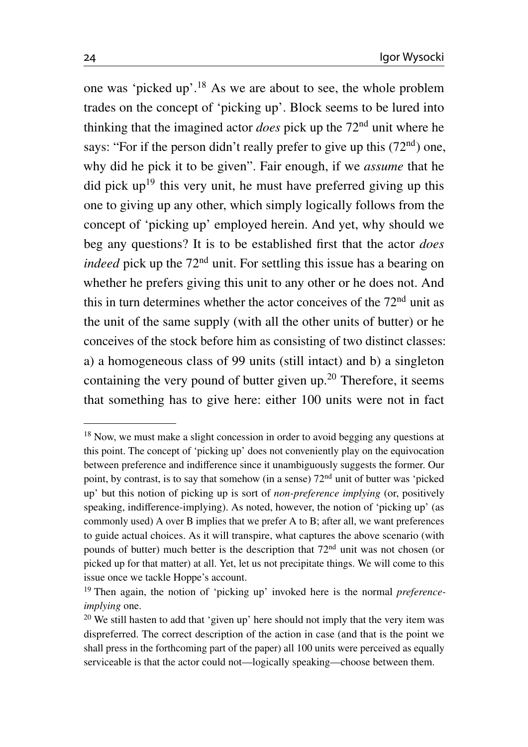one was 'picked up'.[18] As we are about to see, the whole problem trades on the concept of 'picking up'. Block seems to be lured into thinking that the imagined actor *does* pick up the 72nd unit where he says: "For if the person didn't really prefer to give up this (72nd) one, why did he pick it to be given". Fair enough, if we *assume* that he did pick up[19] this very unit, he must have preferred giving up this one to giving up any other, which simply logically follows from the concept of 'picking up' employed herein. And yet, why should we beg any questions? It is to be established first that the actor *does indeed* pick up the 72nd unit. For settling this issue has a bearing on whether he prefers giving this unit to any other or he does not. And this in turn determines whether the actor conceives of the 72nd unit as the unit of the same supply (with all the other units of butter) or he conceives of the stock before him as consisting of two distinct classes: a) a homogeneous class of 99 units (still intact) and b) a singleton containing the very pound of butter given up.[20] Therefore, it seems that something has to give here: either 100 units were not in fact

---

[18] Now, we must make a slight concession in order to avoid begging any questions at this point. The concept of 'picking up' does not conveniently play on the equivocation between preference and indifference since it unambiguously suggests the former. Our point, by contrast, is to say that somehow (in a sense) 72nd unit of butter was 'picked up' but this notion of picking up is sort of *non-preference implying* (or, positively speaking, indifference-implying). As noted, however, the notion of 'picking up' (as commonly used) A over B implies that we prefer A to B; after all, we want preferences to guide actual choices. As it will transpire, what captures the above scenario (with pounds of butter) much better is the description that 72nd unit was not chosen (or picked up for that matter) at all. Yet, let us not precipitate things. We will come to this issue once we tackle Hoppe's account.

[19] Then again, the notion of 'picking up' invoked here is the normal *preference-implying* one.

[20] We still hasten to add that 'given up' here should not imply that the very item was dispreferred. The correct description of the action in case (and that is the point we shall press in the forthcoming part of the paper) all 100 units were perceived as equally serviceable is that the actor could not—logically speaking—choose between them.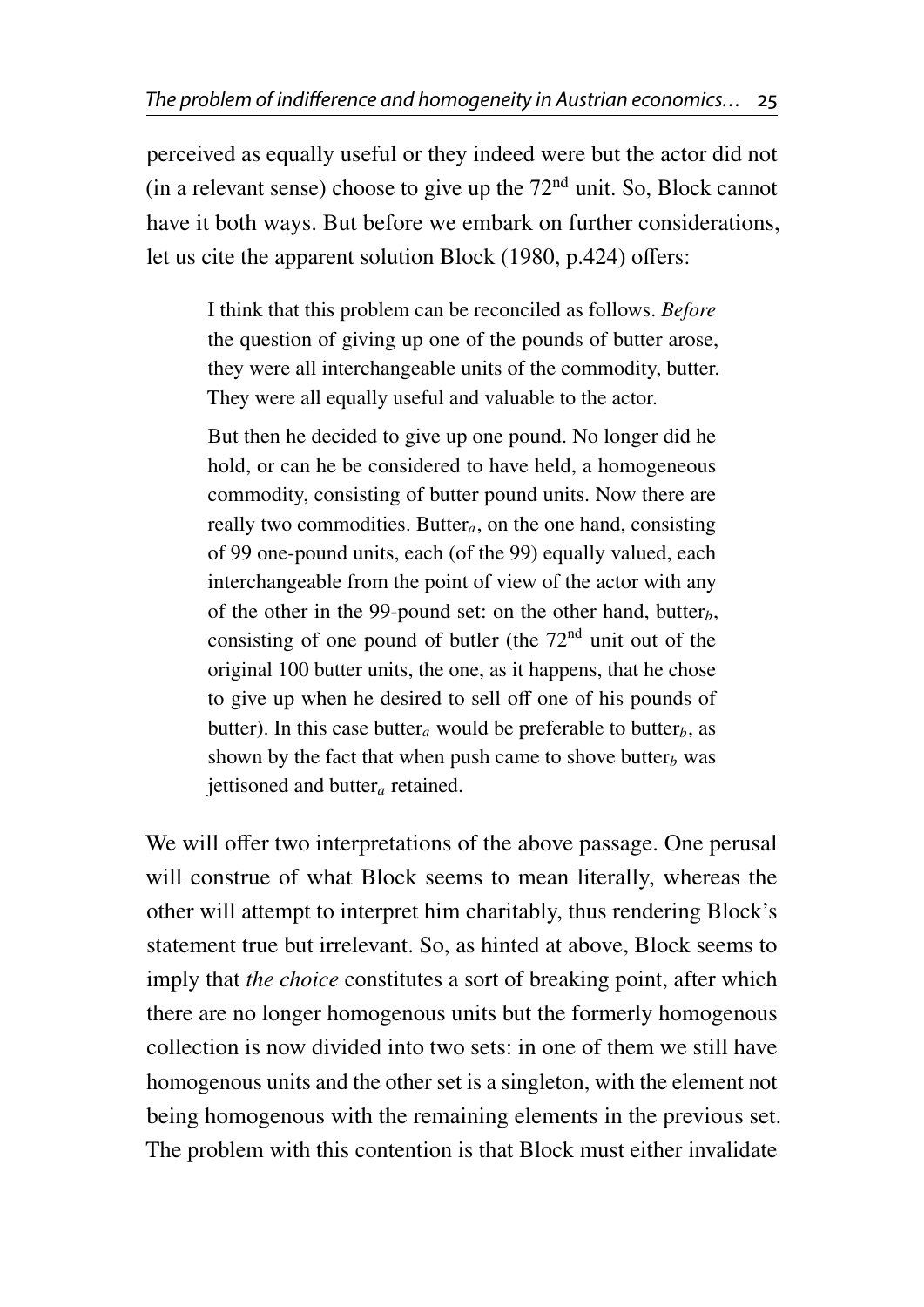perceived as equally useful or they indeed were but the actor did not (in a relevant sense) choose to give up the 72nd unit. So, Block cannot have it both ways. But before we embark on further considerations, let us cite the apparent solution Block (1980, p.424) offers:

> I think that this problem can be reconciled as follows. *Before* the question of giving up one of the pounds of butter arose, they were all interchangeable units of the commodity, butter. They were all equally useful and valuable to the actor.
>
> But then he decided to give up one pound. No longer did he hold, or can he be considered to have held, a homogeneous commodity, consisting of butter pound units. Now there are really two commodities. Butter$_a$, on the one hand, consisting of 99 one-pound units, each (of the 99) equally valued, each interchangeable from the point of view of the actor with any of the other in the 99-pound set: on the other hand, butter$_b$, consisting of one pound of butler (the 72nd unit out of the original 100 butter units, the one, as it happens, that he chose to give up when he desired to sell off one of his pounds of butter). In this case butter$_a$ would be preferable to butter$_b$, as shown by the fact that when push came to shove butter$_b$ was jettisoned and butter$_a$ retained.

We will offer two interpretations of the above passage. One perusal will construe of what Block seems to mean literally, whereas the other will attempt to interpret him charitably, thus rendering Block's statement true but irrelevant. So, as hinted at above, Block seems to imply that *the choice* constitutes a sort of breaking point, after which there are no longer homogenous units but the formerly homogenous collection is now divided into two sets: in one of them we still have homogenous units and the other set is a singleton, with the element not being homogenous with the remaining elements in the previous set. The problem with this contention is that Block must either invalidate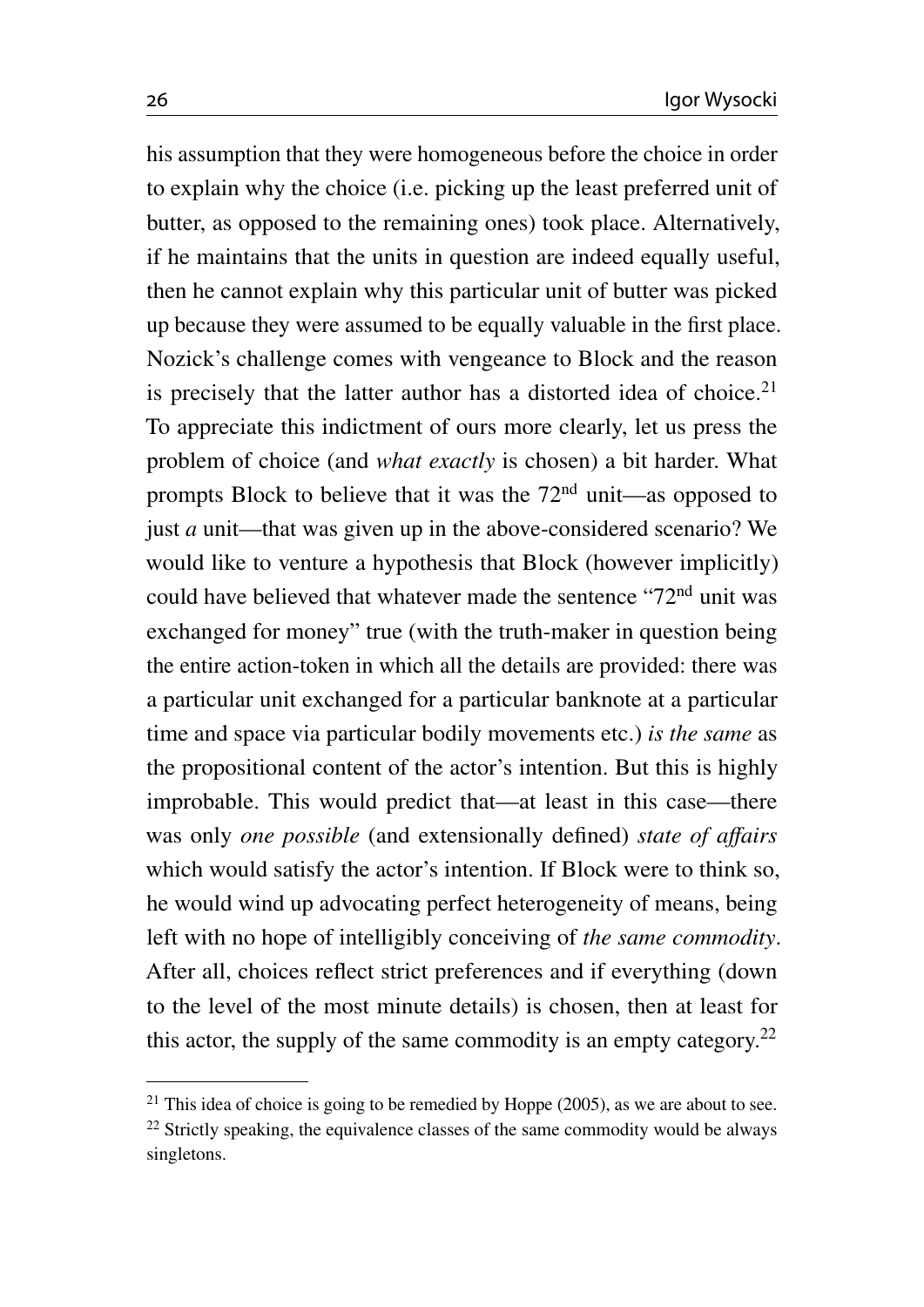his assumption that they were homogeneous before the choice in order to explain why the choice (i.e. picking up the least preferred unit of butter, as opposed to the remaining ones) took place. Alternatively, if he maintains that the units in question are indeed equally useful, then he cannot explain why this particular unit of butter was picked up because they were assumed to be equally valuable in the first place. Nozick's challenge comes with vengeance to Block and the reason is precisely that the latter author has a distorted idea of choice.[21] To appreciate this indictment of ours more clearly, let us press the problem of choice (and *what exactly* is chosen) a bit harder. What prompts Block to believe that it was the 72$^{nd}$ unit—as opposed to just *a* unit—that was given up in the above-considered scenario? We would like to venture a hypothesis that Block (however implicitly) could have believed that whatever made the sentence "72$^{nd}$ unit was exchanged for money" true (with the truth-maker in question being the entire action-token in which all the details are provided: there was a particular unit exchanged for a particular banknote at a particular time and space via particular bodily movements etc.) *is the same* as the propositional content of the actor's intention. But this is highly improbable. This would predict that—at least in this case—there was only *one possible* (and extensionally defined) *state of affairs* which would satisfy the actor's intention. If Block were to think so, he would wind up advocating perfect heterogeneity of means, being left with no hope of intelligibly conceiving of *the same commodity*. After all, choices reflect strict preferences and if everything (down to the level of the most minute details) is chosen, then at least for this actor, the supply of the same commodity is an empty category.[22]

[21] This idea of choice is going to be remedied by Hoppe (2005), as we are about to see.

[22] Strictly speaking, the equivalence classes of the same commodity would be always singletons.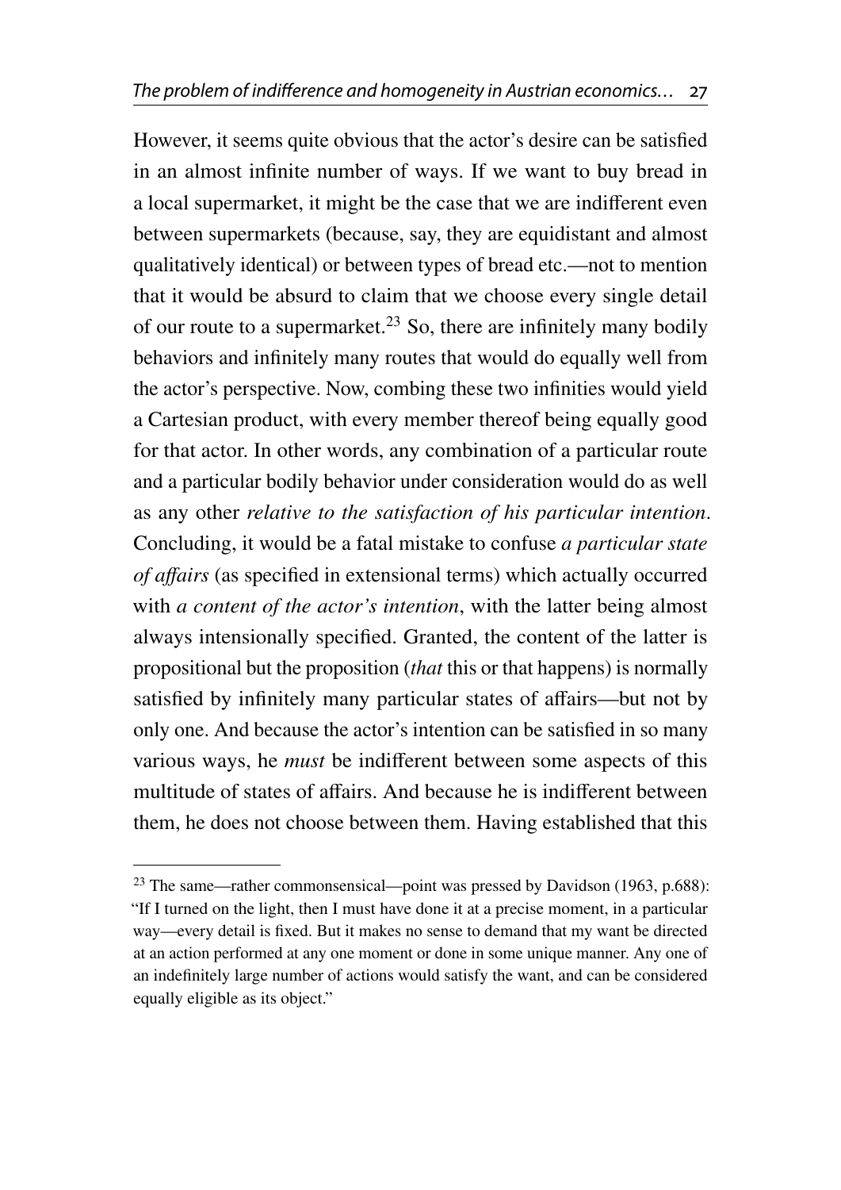However, it seems quite obvious that the actor's desire can be satisfied in an almost infinite number of ways. If we want to buy bread in a local supermarket, it might be the case that we are indifferent even between supermarkets (because, say, they are equidistant and almost qualitatively identical) or between types of bread etc.—not to mention that it would be absurd to claim that we choose every single detail of our route to a supermarket.[23] So, there are infinitely many bodily behaviors and infinitely many routes that would do equally well from the actor's perspective. Now, combing these two infinities would yield a Cartesian product, with every member thereof being equally good for that actor. In other words, any combination of a particular route and a particular bodily behavior under consideration would do as well as any other *relative to the satisfaction of his particular intention*. Concluding, it would be a fatal mistake to confuse *a particular state of affairs* (as specified in extensional terms) which actually occurred with *a content of the actor's intention*, with the latter being almost always intensionally specified. Granted, the content of the latter is propositional but the proposition (*that* this or that happens) is normally satisfied by infinitely many particular states of affairs—but not by only one. And because the actor's intention can be satisfied in so many various ways, he *must* be indifferent between some aspects of this multitude of states of affairs. And because he is indifferent between them, he does not choose between them. Having established that this

[23] The same—rather commonsensical—point was pressed by Davidson (1963, p.688): "If I turned on the light, then I must have done it at a precise moment, in a particular way—every detail is fixed. But it makes no sense to demand that my want be directed at an action performed at any one moment or done in some unique manner. Any one of an indefinitely large number of actions would satisfy the want, and can be considered equally eligible as its object."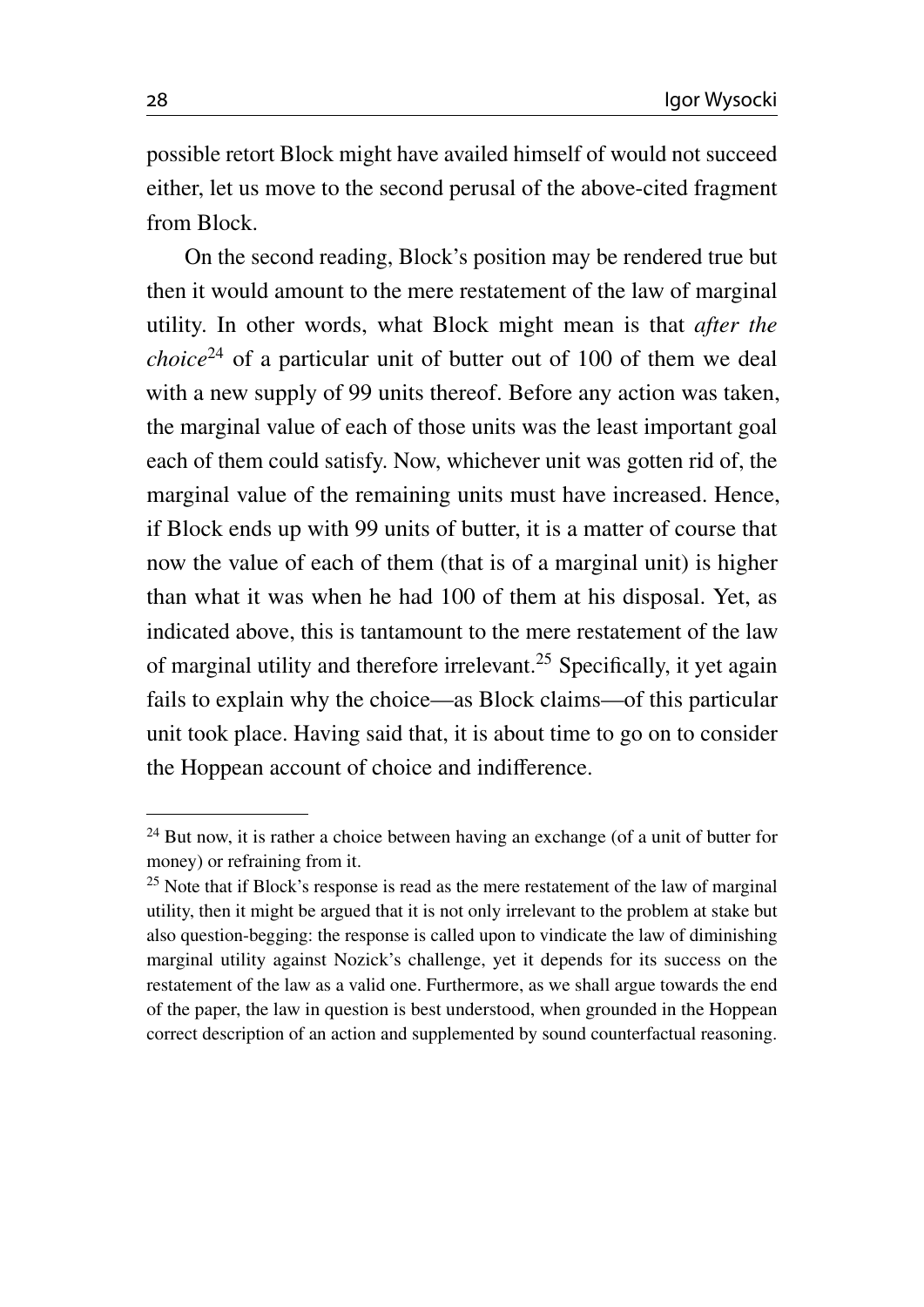possible retort Block might have availed himself of would not succeed either, let us move to the second perusal of the above-cited fragment from Block.

On the second reading, Block's position may be rendered true but then it would amount to the mere restatement of the law of marginal utility. In other words, what Block might mean is that *after the choice*[24] of a particular unit of butter out of 100 of them we deal with a new supply of 99 units thereof. Before any action was taken, the marginal value of each of those units was the least important goal each of them could satisfy. Now, whichever unit was gotten rid of, the marginal value of the remaining units must have increased. Hence, if Block ends up with 99 units of butter, it is a matter of course that now the value of each of them (that is of a marginal unit) is higher than what it was when he had 100 of them at his disposal. Yet, as indicated above, this is tantamount to the mere restatement of the law of marginal utility and therefore irrelevant.[25] Specifically, it yet again fails to explain why the choice—as Block claims—of this particular unit took place. Having said that, it is about time to go on to consider the Hoppean account of choice and indifference.

---

[24] But now, it is rather a choice between having an exchange (of a unit of butter for money) or refraining from it.

[25] Note that if Block's response is read as the mere restatement of the law of marginal utility, then it might be argued that it is not only irrelevant to the problem at stake but also question-begging: the response is called upon to vindicate the law of diminishing marginal utility against Nozick's challenge, yet it depends for its success on the restatement of the law as a valid one. Furthermore, as we shall argue towards the end of the paper, the law in question is best understood, when grounded in the Hoppean correct description of an action and supplemented by sound counterfactual reasoning.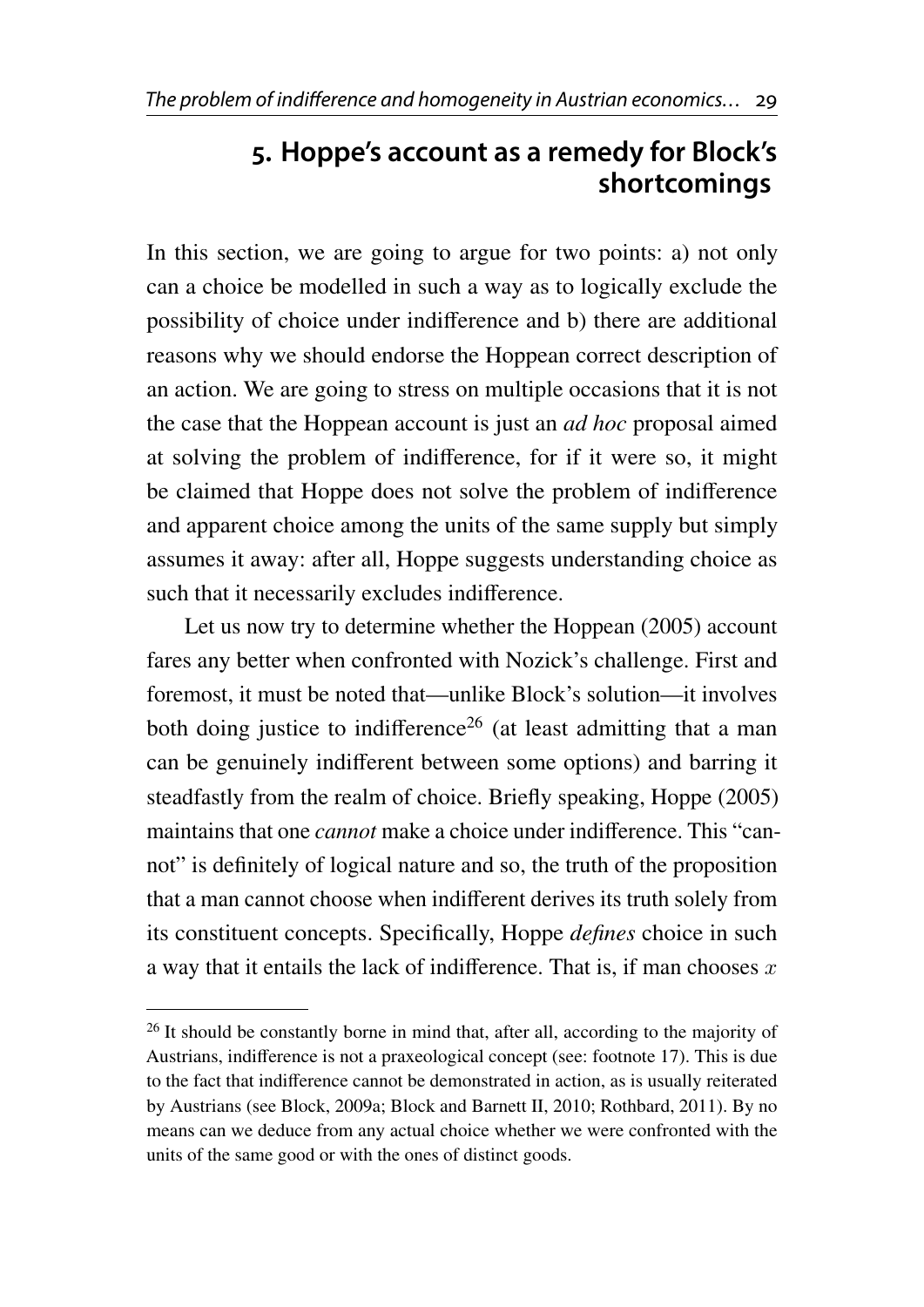## 5. Hoppe's account as a remedy for Block's shortcomings

In this section, we are going to argue for two points: a) not only can a choice be modelled in such a way as to logically exclude the possibility of choice under indifference and b) there are additional reasons why we should endorse the Hoppean correct description of an action. We are going to stress on multiple occasions that it is not the case that the Hoppean account is just an *ad hoc* proposal aimed at solving the problem of indifference, for if it were so, it might be claimed that Hoppe does not solve the problem of indifference and apparent choice among the units of the same supply but simply assumes it away: after all, Hoppe suggests understanding choice as such that it necessarily excludes indifference.

Let us now try to determine whether the Hoppean (2005) account fares any better when confronted with Nozick's challenge. First and foremost, it must be noted that—unlike Block's solution—it involves both doing justice to indifference[26] (at least admitting that a man can be genuinely indifferent between some options) and barring it steadfastly from the realm of choice. Briefly speaking, Hoppe (2005) maintains that one *cannot* make a choice under indifference. This "cannot" is definitely of logical nature and so, the truth of the proposition that a man cannot choose when indifferent derives its truth solely from its constituent concepts. Specifically, Hoppe *defines* choice in such a way that it entails the lack of indifference. That is, if man chooses $x$

[26] It should be constantly borne in mind that, after all, according to the majority of Austrians, indifference is not a praxeological concept (see: footnote 17). This is due to the fact that indifference cannot be demonstrated in action, as is usually reiterated by Austrians (see Block, 2009a; Block and Barnett II, 2010; Rothbard, 2011). By no means can we deduce from any actual choice whether we were confronted with the units of the same good or with the ones of distinct goods.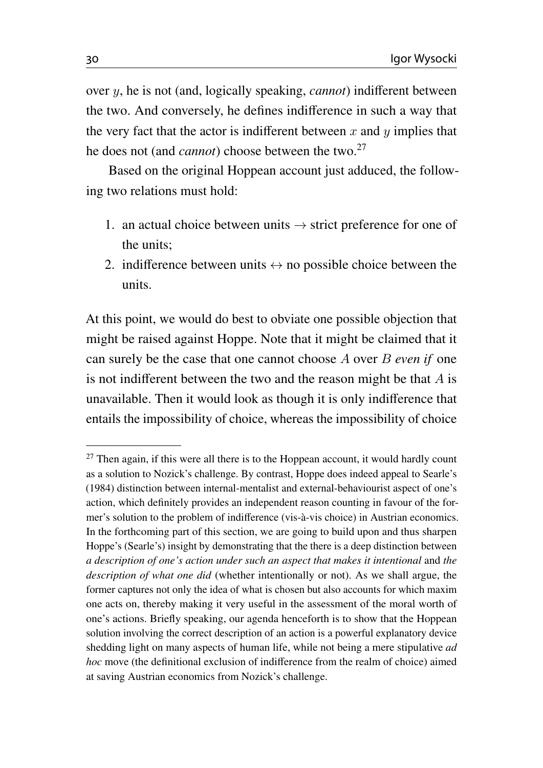over $y$, he is not (and, logically speaking, *cannot*) indifferent between the two. And conversely, he defines indifference in such a way that the very fact that the actor is indifferent between $x$ and $y$ implies that he does not (and *cannot*) choose between the two.[27]

Based on the original Hoppean account just adduced, the following two relations must hold:

1. an actual choice between units $\rightarrow$ strict preference for one of the units;
2. indifference between units $\leftrightarrow$ no possible choice between the units.

At this point, we would do best to obviate one possible objection that might be raised against Hoppe. Note that it might be claimed that it can surely be the case that one cannot choose $A$ over $B$ *even if* one is not indifferent between the two and the reason might be that $A$ is unavailable. Then it would look as though it is only indifference that entails the impossibility of choice, whereas the impossibility of choice

---

[27] Then again, if this were all there is to the Hoppean account, it would hardly count as a solution to Nozick's challenge. By contrast, Hoppe does indeed appeal to Searle's (1984) distinction between internal-mentalist and external-behaviourist aspect of one's action, which definitely provides an independent reason counting in favour of the former's solution to the problem of indifference (vis-à-vis choice) in Austrian economics. In the forthcoming part of this section, we are going to build upon and thus sharpen Hoppe's (Searle's) insight by demonstrating that the there is a deep distinction between *a description of one's action under such an aspect that makes it intentional* and *the description of what one did* (whether intentionally or not). As we shall argue, the former captures not only the idea of what is chosen but also accounts for which maxim one acts on, thereby making it very useful in the assessment of the moral worth of one's actions. Briefly speaking, our agenda henceforth is to show that the Hoppean solution involving the correct description of an action is a powerful explanatory device shedding light on many aspects of human life, while not being a mere stipulative *ad hoc* move (the definitional exclusion of indifference from the realm of choice) aimed at saving Austrian economics from Nozick's challenge.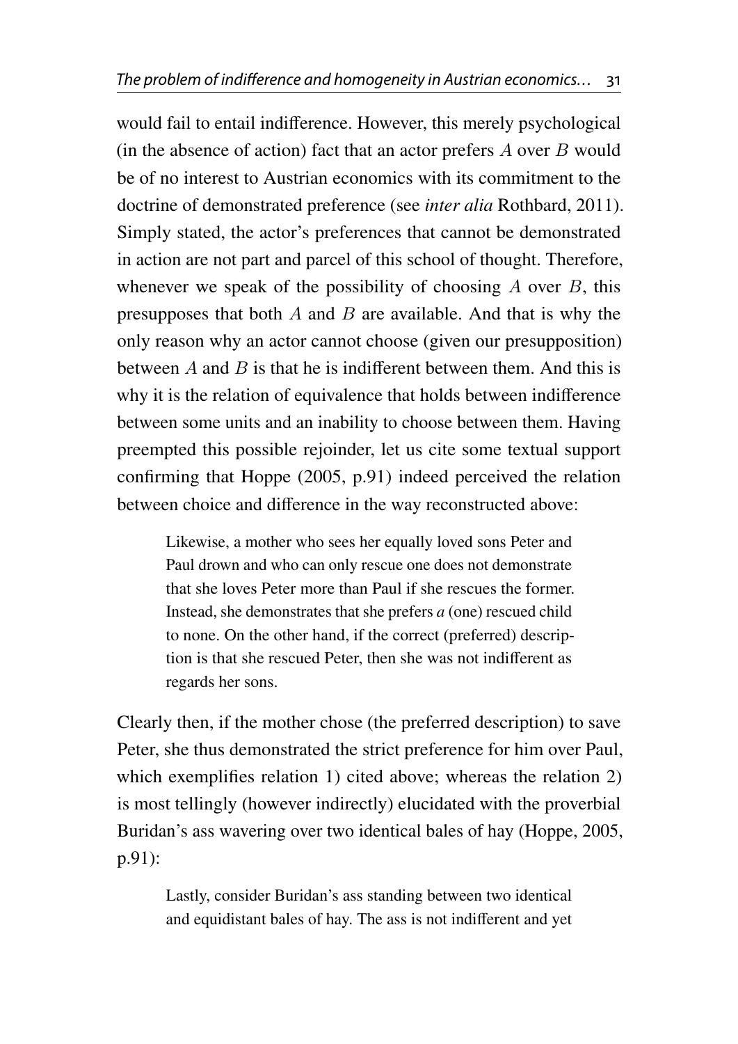would fail to entail indifference. However, this merely psychological (in the absence of action) fact that an actor prefers $A$ over $B$ would be of no interest to Austrian economics with its commitment to the doctrine of demonstrated preference (see *inter alia* Rothbard, 2011). Simply stated, the actor's preferences that cannot be demonstrated in action are not part and parcel of this school of thought. Therefore, whenever we speak of the possibility of choosing $A$ over $B$, this presupposes that both $A$ and $B$ are available. And that is why the only reason why an actor cannot choose (given our presupposition) between $A$ and $B$ is that he is indifferent between them. And this is why it is the relation of equivalence that holds between indifference between some units and an inability to choose between them. Having preempted this possible rejoinder, let us cite some textual support confirming that Hoppe (2005, p.91) indeed perceived the relation between choice and difference in the way reconstructed above:

> Likewise, a mother who sees her equally loved sons Peter and Paul drown and who can only rescue one does not demonstrate that she loves Peter more than Paul if she rescues the former. Instead, she demonstrates that she prefers *a* (one) rescued child to none. On the other hand, if the correct (preferred) description is that she rescued Peter, then she was not indifferent as regards her sons.

Clearly then, if the mother chose (the preferred description) to save Peter, she thus demonstrated the strict preference for him over Paul, which exemplifies relation 1) cited above; whereas the relation 2) is most tellingly (however indirectly) elucidated with the proverbial Buridan's ass wavering over two identical bales of hay (Hoppe, 2005, p.91):

> Lastly, consider Buridan's ass standing between two identical and equidistant bales of hay. The ass is not indifferent and yet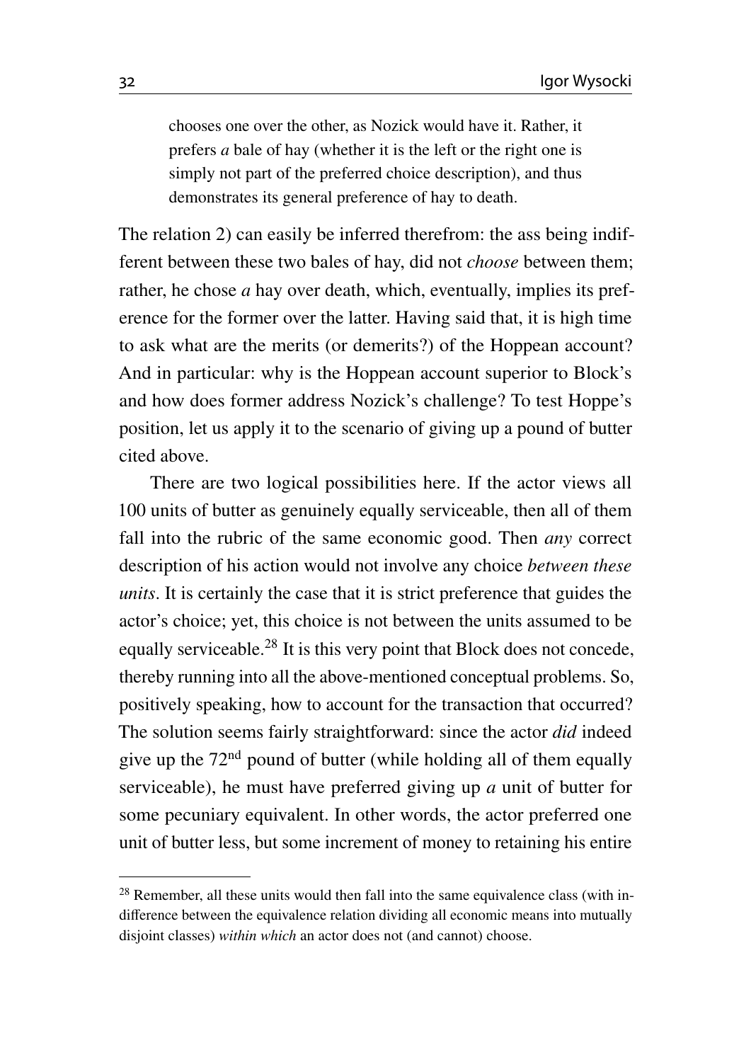> chooses one over the other, as Nozick would have it. Rather, it prefers *a* bale of hay (whether it is the left or the right one is simply not part of the preferred choice description), and thus demonstrates its general preference of hay to death.

The relation 2) can easily be inferred therefrom: the ass being indifferent between these two bales of hay, did not *choose* between them; rather, he chose *a* hay over death, which, eventually, implies its preference for the former over the latter. Having said that, it is high time to ask what are the merits (or demerits?) of the Hoppean account? And in particular: why is the Hoppean account superior to Block's and how does former address Nozick's challenge? To test Hoppe's position, let us apply it to the scenario of giving up a pound of butter cited above.

There are two logical possibilities here. If the actor views all 100 units of butter as genuinely equally serviceable, then all of them fall into the rubric of the same economic good. Then *any* correct description of his action would not involve any choice *between these units*. It is certainly the case that it is strict preference that guides the actor's choice; yet, this choice is not between the units assumed to be equally serviceable.[28] It is this very point that Block does not concede, thereby running into all the above-mentioned conceptual problems. So, positively speaking, how to account for the transaction that occurred? The solution seems fairly straightforward: since the actor *did* indeed give up the 72nd pound of butter (while holding all of them equally serviceable), he must have preferred giving up *a* unit of butter for some pecuniary equivalent. In other words, the actor preferred one unit of butter less, but some increment of money to retaining his entire

[28] Remember, all these units would then fall into the same equivalence class (with indifference between the equivalence relation dividing all economic means into mutually disjoint classes) *within which* an actor does not (and cannot) choose.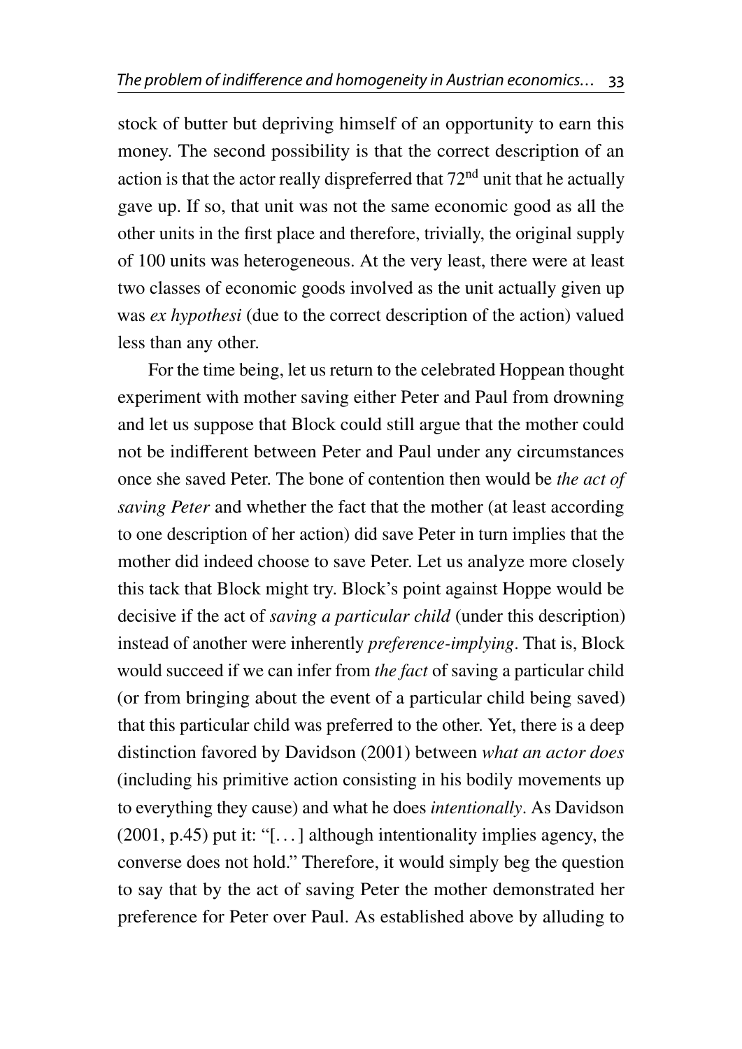stock of butter but depriving himself of an opportunity to earn this money. The second possibility is that the correct description of an action is that the actor really dispreferred that 72$^{nd}$ unit that he actually gave up. If so, that unit was not the same economic good as all the other units in the first place and therefore, trivially, the original supply of 100 units was heterogeneous. At the very least, there were at least two classes of economic goods involved as the unit actually given up was *ex hypothesi* (due to the correct description of the action) valued less than any other.

For the time being, let us return to the celebrated Hoppean thought experiment with mother saving either Peter and Paul from drowning and let us suppose that Block could still argue that the mother could not be indifferent between Peter and Paul under any circumstances once she saved Peter. The bone of contention then would be *the act of saving Peter* and whether the fact that the mother (at least according to one description of her action) did save Peter in turn implies that the mother did indeed choose to save Peter. Let us analyze more closely this tack that Block might try. Block's point against Hoppe would be decisive if the act of *saving a particular child* (under this description) instead of another were inherently *preference-implying*. That is, Block would succeed if we can infer from *the fact* of saving a particular child (or from bringing about the event of a particular child being saved) that this particular child was preferred to the other. Yet, there is a deep distinction favored by Davidson (2001) between *what an actor does* (including his primitive action consisting in his bodily movements up to everything they cause) and what he does *intentionally*. As Davidson (2001, p.45) put it: "[...] although intentionality implies agency, the converse does not hold." Therefore, it would simply beg the question to say that by the act of saving Peter the mother demonstrated her preference for Peter over Paul. As established above by alluding to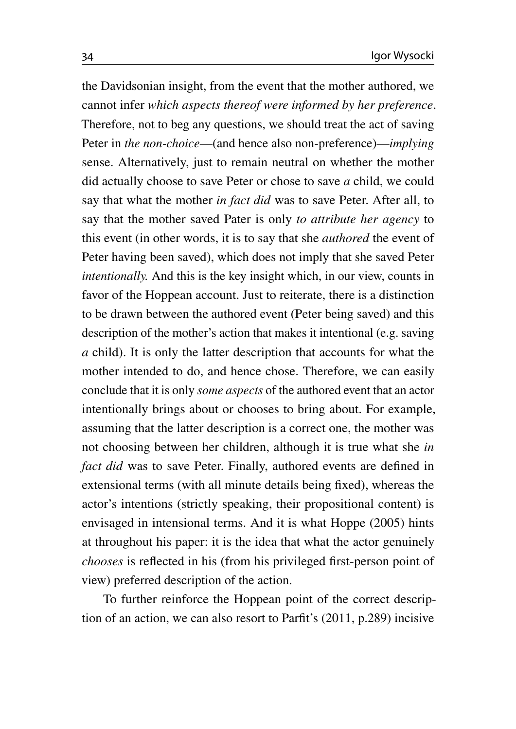the Davidsonian insight, from the event that the mother authored, we cannot infer *which aspects thereof were informed by her preference*. Therefore, not to beg any questions, we should treat the act of saving Peter in *the non-choice*—(and hence also non-preference)—*implying* sense. Alternatively, just to remain neutral on whether the mother did actually choose to save Peter or chose to save *a* child, we could say that what the mother *in fact did* was to save Peter. After all, to say that the mother saved Pater is only *to attribute her agency* to this event (in other words, it is to say that she *authored* the event of Peter having been saved), which does not imply that she saved Peter *intentionally.* And this is the key insight which, in our view, counts in favor of the Hoppean account. Just to reiterate, there is a distinction to be drawn between the authored event (Peter being saved) and this description of the mother's action that makes it intentional (e.g. saving *a* child). It is only the latter description that accounts for what the mother intended to do, and hence chose. Therefore, we can easily conclude that it is only *some aspects* of the authored event that an actor intentionally brings about or chooses to bring about. For example, assuming that the latter description is a correct one, the mother was not choosing between her children, although it is true what she *in fact did* was to save Peter. Finally, authored events are defined in extensional terms (with all minute details being fixed), whereas the actor's intentions (strictly speaking, their propositional content) is envisaged in intensional terms. And it is what Hoppe (2005) hints at throughout his paper: it is the idea that what the actor genuinely *chooses* is reflected in his (from his privileged first-person point of view) preferred description of the action.

To further reinforce the Hoppean point of the correct description of an action, we can also resort to Parfit's (2011, p.289) incisive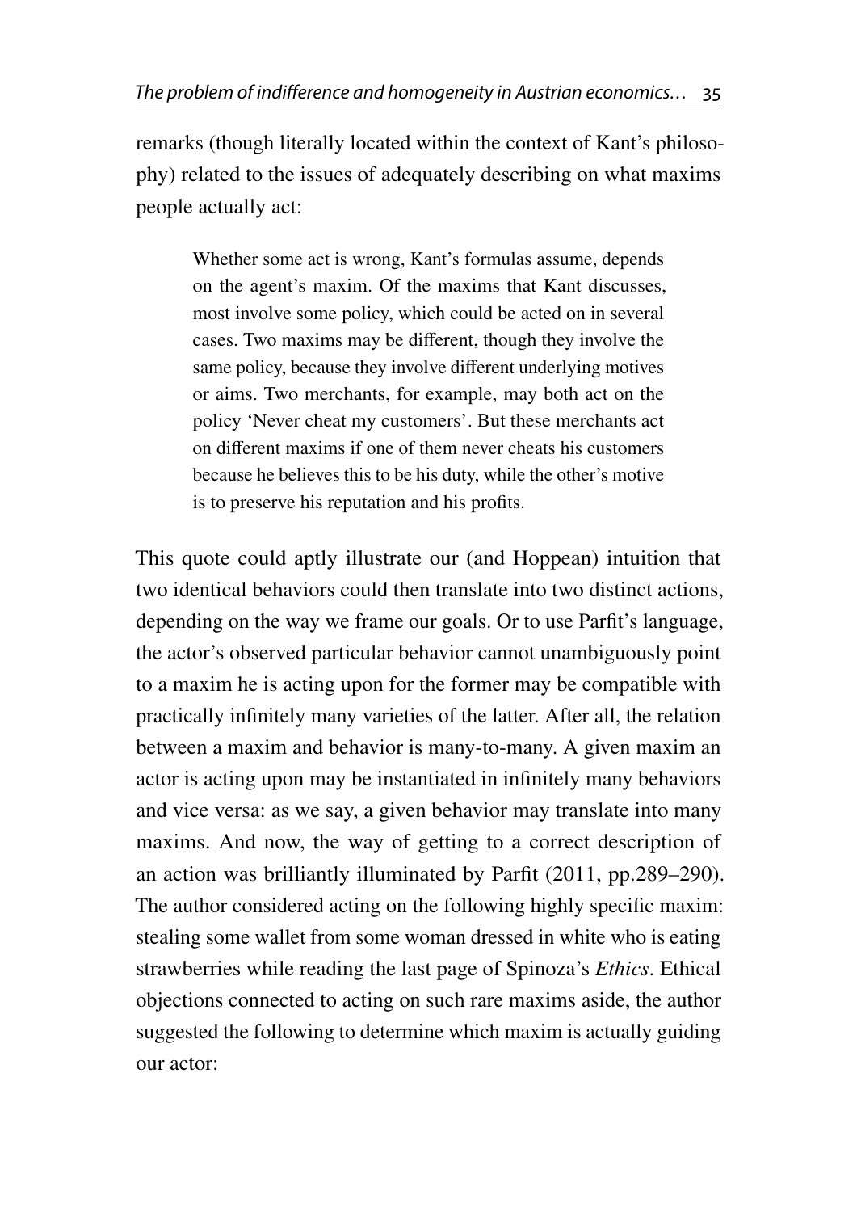remarks (though literally located within the context of Kant's philosophy) related to the issues of adequately describing on what maxims people actually act:

> Whether some act is wrong, Kant's formulas assume, depends on the agent's maxim. Of the maxims that Kant discusses, most involve some policy, which could be acted on in several cases. Two maxims may be different, though they involve the same policy, because they involve different underlying motives or aims. Two merchants, for example, may both act on the policy 'Never cheat my customers'. But these merchants act on different maxims if one of them never cheats his customers because he believes this to be his duty, while the other's motive is to preserve his reputation and his profits.

This quote could aptly illustrate our (and Hoppean) intuition that two identical behaviors could then translate into two distinct actions, depending on the way we frame our goals. Or to use Parfit's language, the actor's observed particular behavior cannot unambiguously point to a maxim he is acting upon for the former may be compatible with practically infinitely many varieties of the latter. After all, the relation between a maxim and behavior is many-to-many. A given maxim an actor is acting upon may be instantiated in infinitely many behaviors and vice versa: as we say, a given behavior may translate into many maxims. And now, the way of getting to a correct description of an action was brilliantly illuminated by Parfit (2011, pp.289–290). The author considered acting on the following highly specific maxim: stealing some wallet from some woman dressed in white who is eating strawberries while reading the last page of Spinoza's *Ethics*. Ethical objections connected to acting on such rare maxims aside, the author suggested the following to determine which maxim is actually guiding our actor: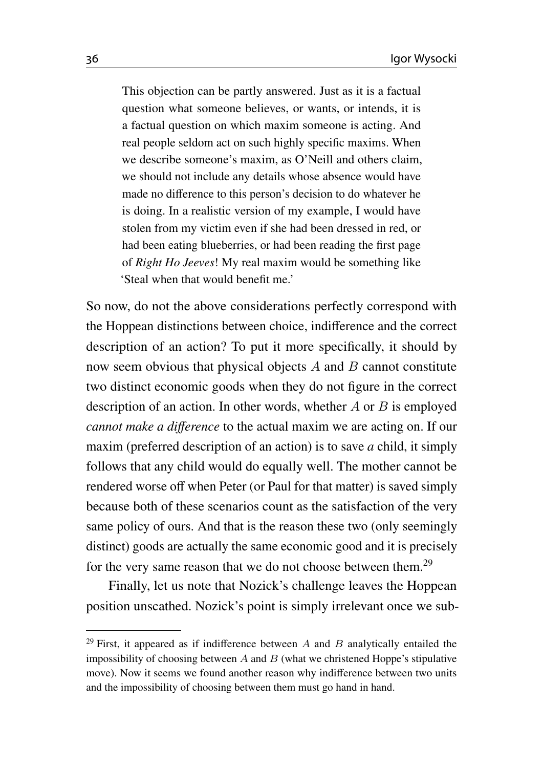> This objection can be partly answered. Just as it is a factual question what someone believes, or wants, or intends, it is a factual question on which maxim someone is acting. And real people seldom act on such highly specific maxims. When we describe someone's maxim, as O'Neill and others claim, we should not include any details whose absence would have made no difference to this person's decision to do whatever he is doing. In a realistic version of my example, I would have stolen from my victim even if she had been dressed in red, or had been eating blueberries, or had been reading the first page of *Right Ho Jeeves*! My real maxim would be something like 'Steal when that would benefit me.'

So now, do not the above considerations perfectly correspond with the Hoppean distinctions between choice, indifference and the correct description of an action? To put it more specifically, it should by now seem obvious that physical objects $A$ and $B$ cannot constitute two distinct economic goods when they do not figure in the correct description of an action. In other words, whether $A$ or $B$ is employed *cannot make a difference* to the actual maxim we are acting on. If our maxim (preferred description of an action) is to save *a* child, it simply follows that any child would do equally well. The mother cannot be rendered worse off when Peter (or Paul for that matter) is saved simply because both of these scenarios count as the satisfaction of the very same policy of ours. And that is the reason these two (only seemingly distinct) goods are actually the same economic good and it is precisely for the very same reason that we do not choose between them.[29]

Finally, let us note that Nozick's challenge leaves the Hoppean position unscathed. Nozick's point is simply irrelevant once we sub-

[29] First, it appeared as if indifference between $A$ and $B$ analytically entailed the impossibility of choosing between $A$ and $B$ (what we christened Hoppe's stipulative move). Now it seems we found another reason why indifference between two units and the impossibility of choosing between them must go hand in hand.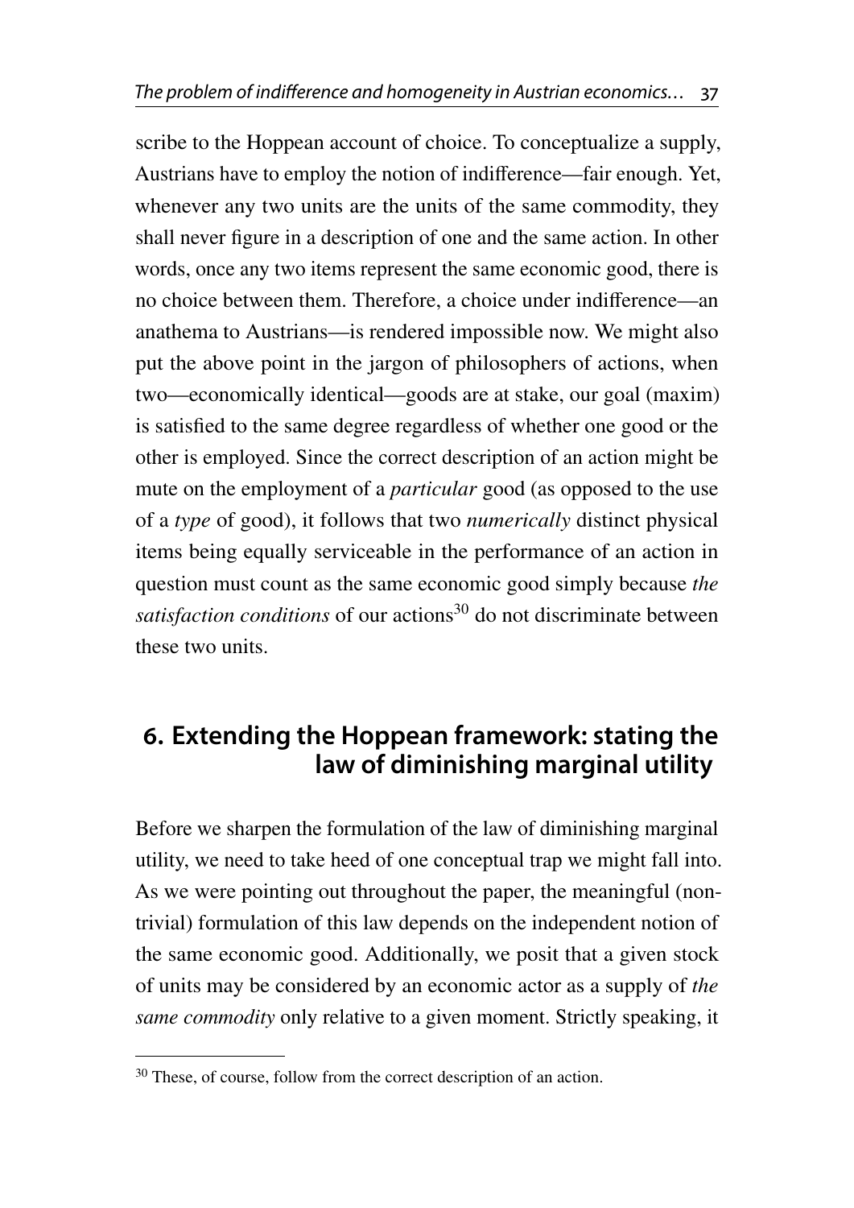scribe to the Hoppean account of choice. To conceptualize a supply, Austrians have to employ the notion of indifference—fair enough. Yet, whenever any two units are the units of the same commodity, they shall never figure in a description of one and the same action. In other words, once any two items represent the same economic good, there is no choice between them. Therefore, a choice under indifference—an anathema to Austrians—is rendered impossible now. We might also put the above point in the jargon of philosophers of actions, when two—economically identical—goods are at stake, our goal (maxim) is satisfied to the same degree regardless of whether one good or the other is employed. Since the correct description of an action might be mute on the employment of a *particular* good (as opposed to the use of a *type* of good), it follows that two *numerically* distinct physical items being equally serviceable in the performance of an action in question must count as the same economic good simply because *the satisfaction conditions* of our actions[30] do not discriminate between these two units.

## 6. Extending the Hoppean framework: stating the law of diminishing marginal utility

Before we sharpen the formulation of the law of diminishing marginal utility, we need to take heed of one conceptual trap we might fall into. As we were pointing out throughout the paper, the meaningful (non-trivial) formulation of this law depends on the independent notion of the same economic good. Additionally, we posit that a given stock of units may be considered by an economic actor as a supply of *the same commodity* only relative to a given moment. Strictly speaking, it

[30] These, of course, follow from the correct description of an action.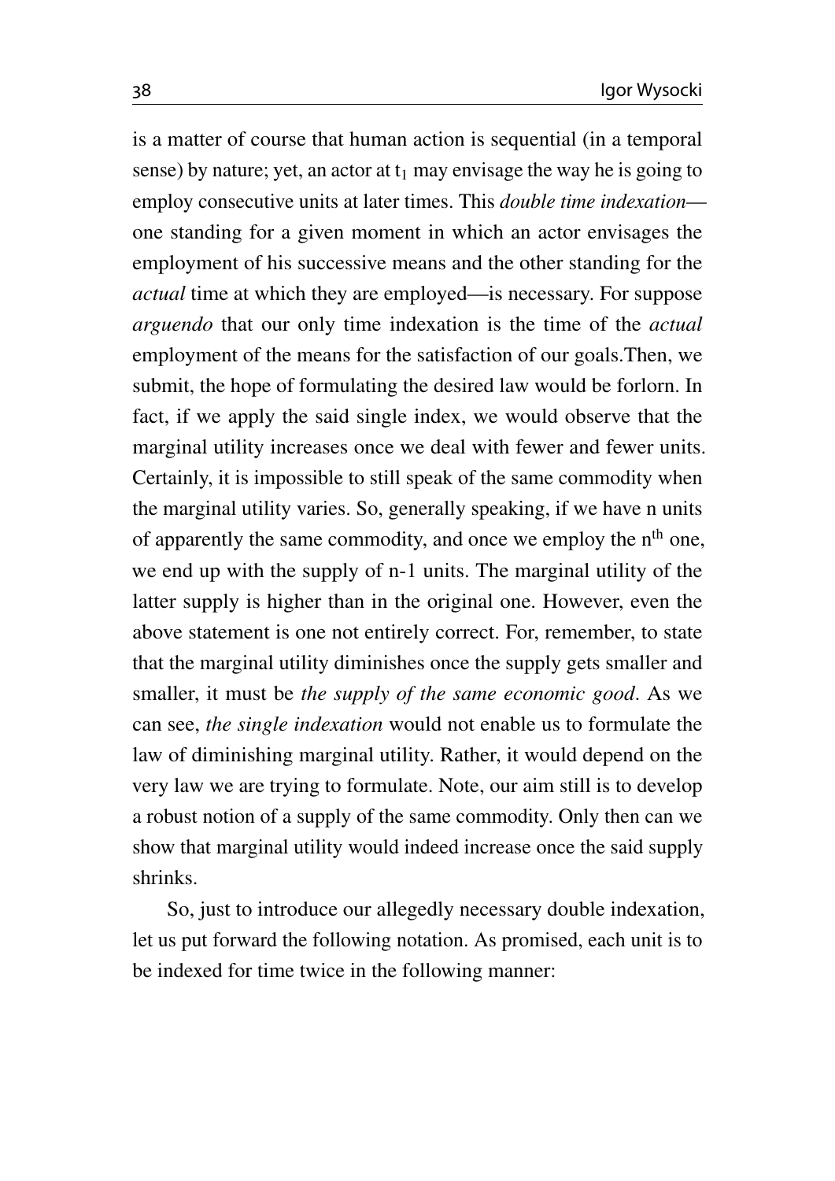is a matter of course that human action is sequential (in a temporal sense) by nature; yet, an actor at $t_1$ may envisage the way he is going to employ consecutive units at later times. This *double time indexation*—one standing for a given moment in which an actor envisages the employment of his successive means and the other standing for the *actual* time at which they are employed—is necessary. For suppose *arguendo* that our only time indexation is the time of the *actual* employment of the means for the satisfaction of our goals.Then, we submit, the hope of formulating the desired law would be forlorn. In fact, if we apply the said single index, we would observe that the marginal utility increases once we deal with fewer and fewer units. Certainly, it is impossible to still speak of the same commodity when the marginal utility varies. So, generally speaking, if we have n units of apparently the same commodity, and once we employ the $n^{th}$ one, we end up with the supply of n-1 units. The marginal utility of the latter supply is higher than in the original one. However, even the above statement is one not entirely correct. For, remember, to state that the marginal utility diminishes once the supply gets smaller and smaller, it must be *the supply of the same economic good*. As we can see, *the single indexation* would not enable us to formulate the law of diminishing marginal utility. Rather, it would depend on the very law we are trying to formulate. Note, our aim still is to develop a robust notion of a supply of the same commodity. Only then can we show that marginal utility would indeed increase once the said supply shrinks.

So, just to introduce our allegedly necessary double indexation, let us put forward the following notation. As promised, each unit is to be indexed for time twice in the following manner: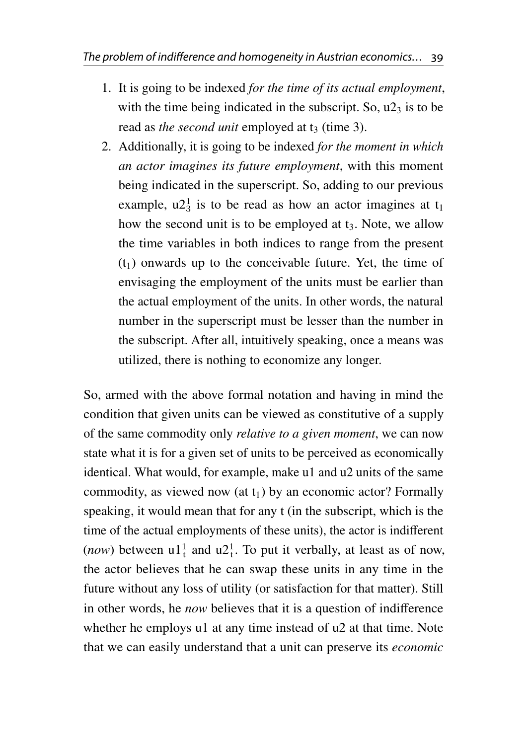1. It is going to be indexed *for the time of its actual employment*, with the time being indicated in the subscript. So, $u2_3$ is to be read as *the second unit* employed at $t_3$ (time 3).
2. Additionally, it is going to be indexed *for the moment in which an actor imagines its future employment*, with this moment being indicated in the superscript. So, adding to our previous example, $u2_3^1$ is to be read as how an actor imagines at $t_1$ how the second unit is to be employed at $t_3$. Note, we allow the time variables in both indices to range from the present ($t_1$) onwards up to the conceivable future. Yet, the time of envisaging the employment of the units must be earlier than the actual employment of the units. In other words, the natural number in the superscript must be lesser than the number in the subscript. After all, intuitively speaking, once a means was utilized, there is nothing to economize any longer.

So, armed with the above formal notation and having in mind the condition that given units can be viewed as constitutive of a supply of the same commodity only *relative to a given moment*, we can now state what it is for a given set of units to be perceived as economically identical. What would, for example, make u1 and u2 units of the same commodity, as viewed now (at $t_1$) by an economic actor? Formally speaking, it would mean that for any t (in the subscript, which is the time of the actual employments of these units), the actor is indifferent (*now*) between $u1_t^1$ and $u2_t^1$. To put it verbally, at least as of now, the actor believes that he can swap these units in any time in the future without any loss of utility (or satisfaction for that matter). Still in other words, he *now* believes that it is a question of indifference whether he employs u1 at any time instead of u2 at that time. Note that we can easily understand that a unit can preserve its *economic*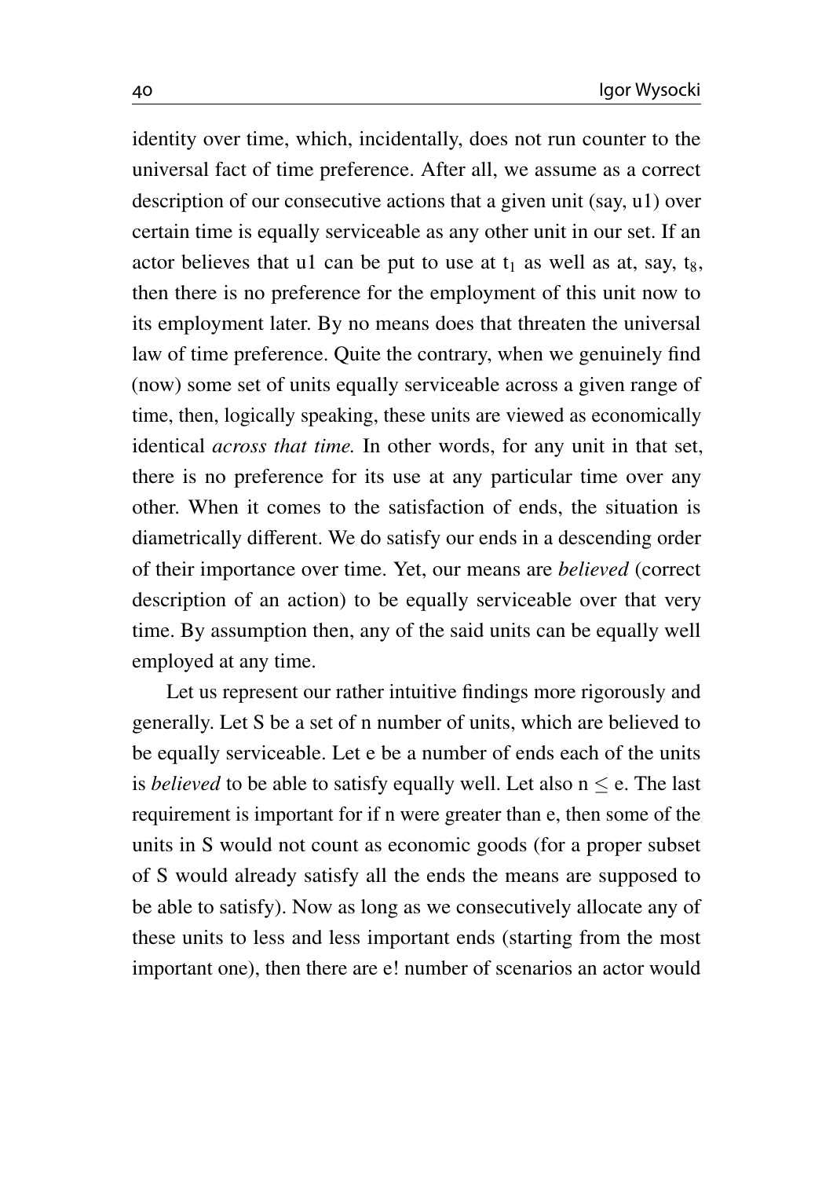identity over time, which, incidentally, does not run counter to the universal fact of time preference. After all, we assume as a correct description of our consecutive actions that a given unit (say, u1) over certain time is equally serviceable as any other unit in our set. If an actor believes that u1 can be put to use at $t_1$ as well as at, say, $t_8$, then there is no preference for the employment of this unit now to its employment later. By no means does that threaten the universal law of time preference. Quite the contrary, when we genuinely find (now) some set of units equally serviceable across a given range of time, then, logically speaking, these units are viewed as economically identical *across that time.* In other words, for any unit in that set, there is no preference for its use at any particular time over any other. When it comes to the satisfaction of ends, the situation is diametrically different. We do satisfy our ends in a descending order of their importance over time. Yet, our means are *believed* (correct description of an action) to be equally serviceable over that very time. By assumption then, any of the said units can be equally well employed at any time.

Let us represent our rather intuitive findings more rigorously and generally. Let S be a set of n number of units, which are believed to be equally serviceable. Let e be a number of ends each of the units is *believed* to be able to satisfy equally well. Let also $n \leq e$. The last requirement is important for if n were greater than e, then some of the units in S would not count as economic goods (for a proper subset of S would already satisfy all the ends the means are supposed to be able to satisfy). Now as long as we consecutively allocate any of these units to less and less important ends (starting from the most important one), then there are e! number of scenarios an actor would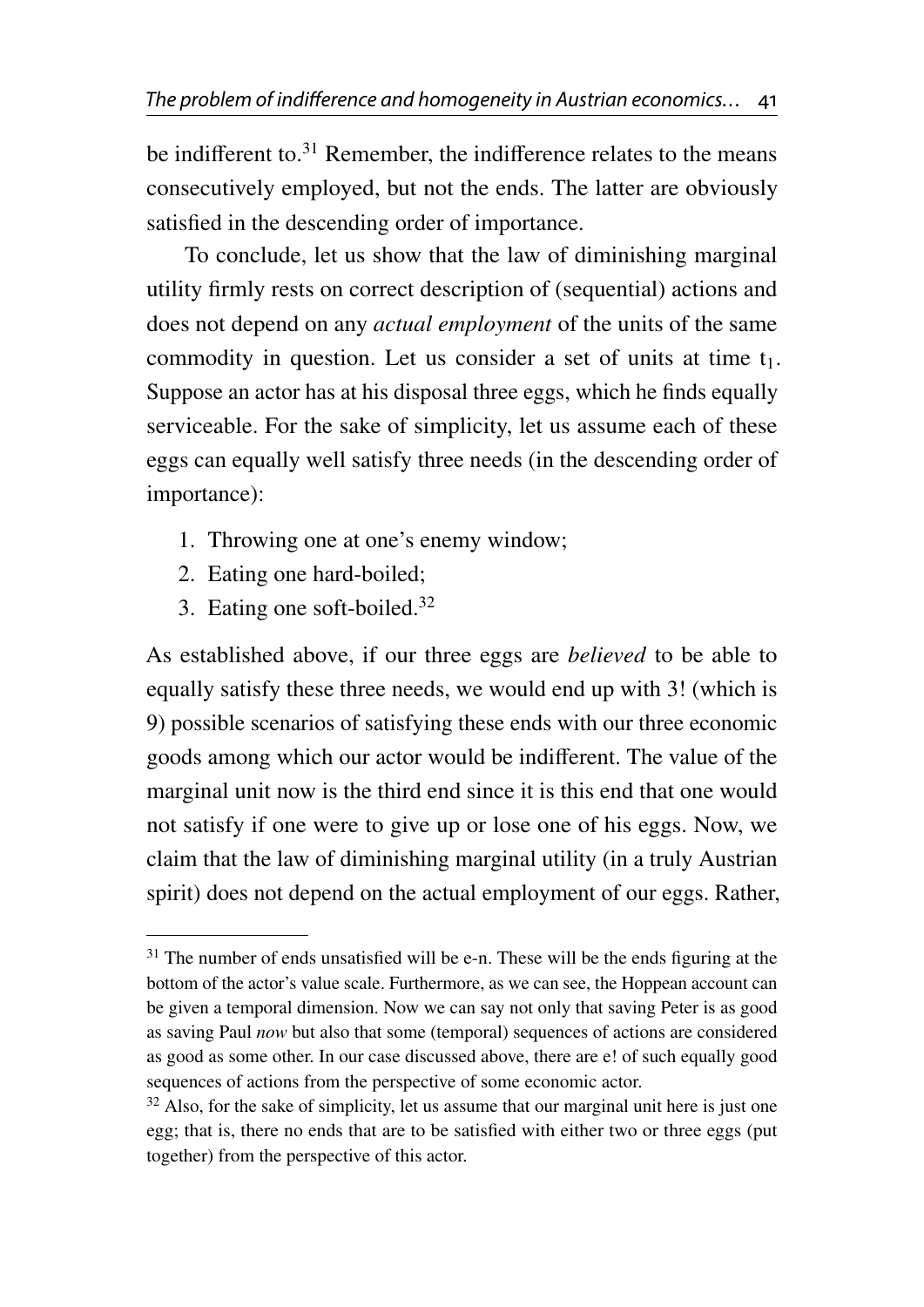be indifferent to.[31] Remember, the indifference relates to the means consecutively employed, but not the ends. The latter are obviously satisfied in the descending order of importance.

To conclude, let us show that the law of diminishing marginal utility firmly rests on correct description of (sequential) actions and does not depend on any *actual employment* of the units of the same commodity in question. Let us consider a set of units at time $t_1$. Suppose an actor has at his disposal three eggs, which he finds equally serviceable. For the sake of simplicity, let us assume each of these eggs can equally well satisfy three needs (in the descending order of importance):

1. Throwing one at one's enemy window;
2. Eating one hard-boiled;
3. Eating one soft-boiled.[32]

As established above, if our three eggs are *believed* to be able to equally satisfy these three needs, we would end up with 3! (which is 9) possible scenarios of satisfying these ends with our three economic goods among which our actor would be indifferent. The value of the marginal unit now is the third end since it is this end that one would not satisfy if one were to give up or lose one of his eggs. Now, we claim that the law of diminishing marginal utility (in a truly Austrian spirit) does not depend on the actual employment of our eggs. Rather,

[31] The number of ends unsatisfied will be e-n. These will be the ends figuring at the bottom of the actor's value scale. Furthermore, as we can see, the Hoppean account can be given a temporal dimension. Now we can say not only that saving Peter is as good as saving Paul *now* but also that some (temporal) sequences of actions are considered as good as some other. In our case discussed above, there are e! of such equally good sequences of actions from the perspective of some economic actor.

[32] Also, for the sake of simplicity, let us assume that our marginal unit here is just one egg; that is, there no ends that are to be satisfied with either two or three eggs (put together) from the perspective of this actor.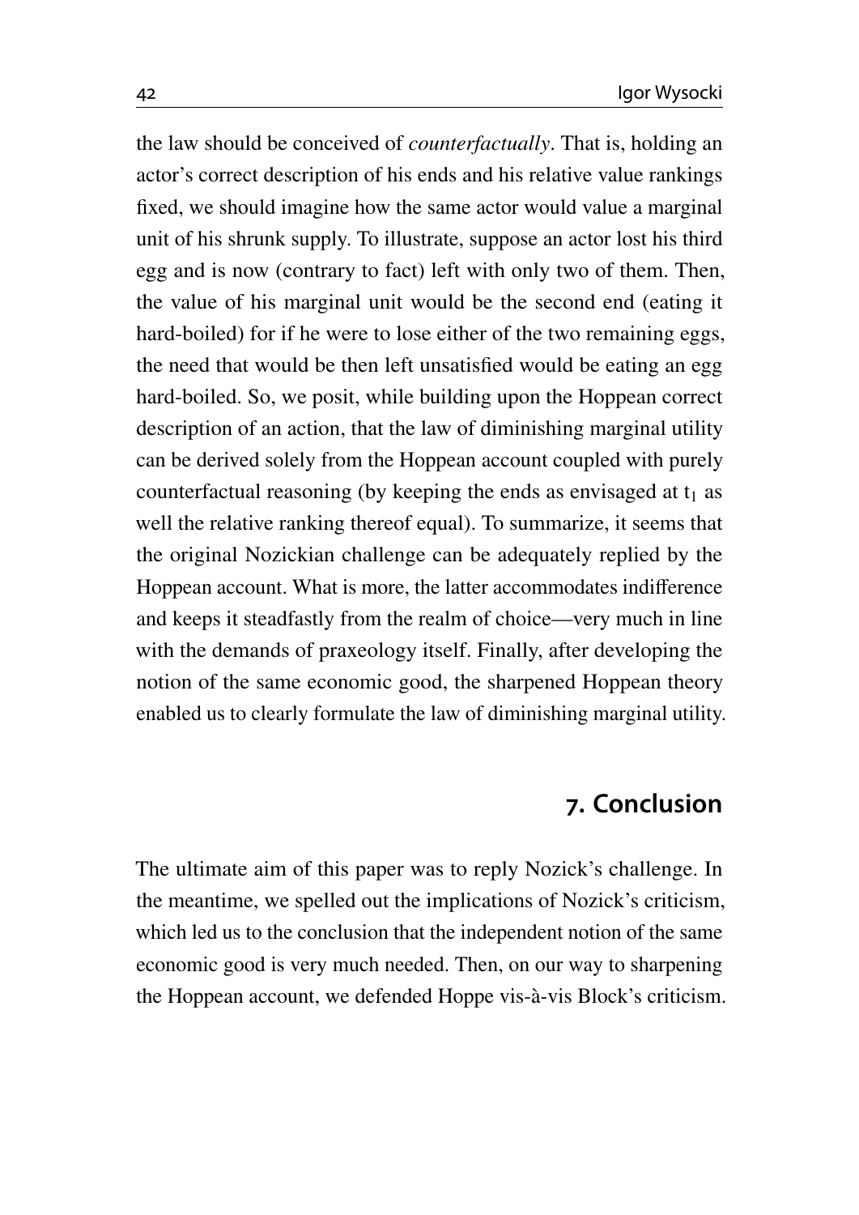the law should be conceived of *counterfactually*. That is, holding an actor's correct description of his ends and his relative value rankings fixed, we should imagine how the same actor would value a marginal unit of his shrunk supply. To illustrate, suppose an actor lost his third egg and is now (contrary to fact) left with only two of them. Then, the value of his marginal unit would be the second end (eating it hard-boiled) for if he were to lose either of the two remaining eggs, the need that would be then left unsatisfied would be eating an egg hard-boiled. So, we posit, while building upon the Hoppean correct description of an action, that the law of diminishing marginal utility can be derived solely from the Hoppean account coupled with purely counterfactual reasoning (by keeping the ends as envisaged at $t_1$ as well the relative ranking thereof equal). To summarize, it seems that the original Nozickian challenge can be adequately replied by the Hoppean account. What is more, the latter accommodates indifference and keeps it steadfastly from the realm of choice—very much in line with the demands of praxeology itself. Finally, after developing the notion of the same economic good, the sharpened Hoppean theory enabled us to clearly formulate the law of diminishing marginal utility.

## 7. Conclusion

The ultimate aim of this paper was to reply Nozick's challenge. In the meantime, we spelled out the implications of Nozick's criticism, which led us to the conclusion that the independent notion of the same economic good is very much needed. Then, on our way to sharpening the Hoppean account, we defended Hoppe vis-à-vis Block's criticism.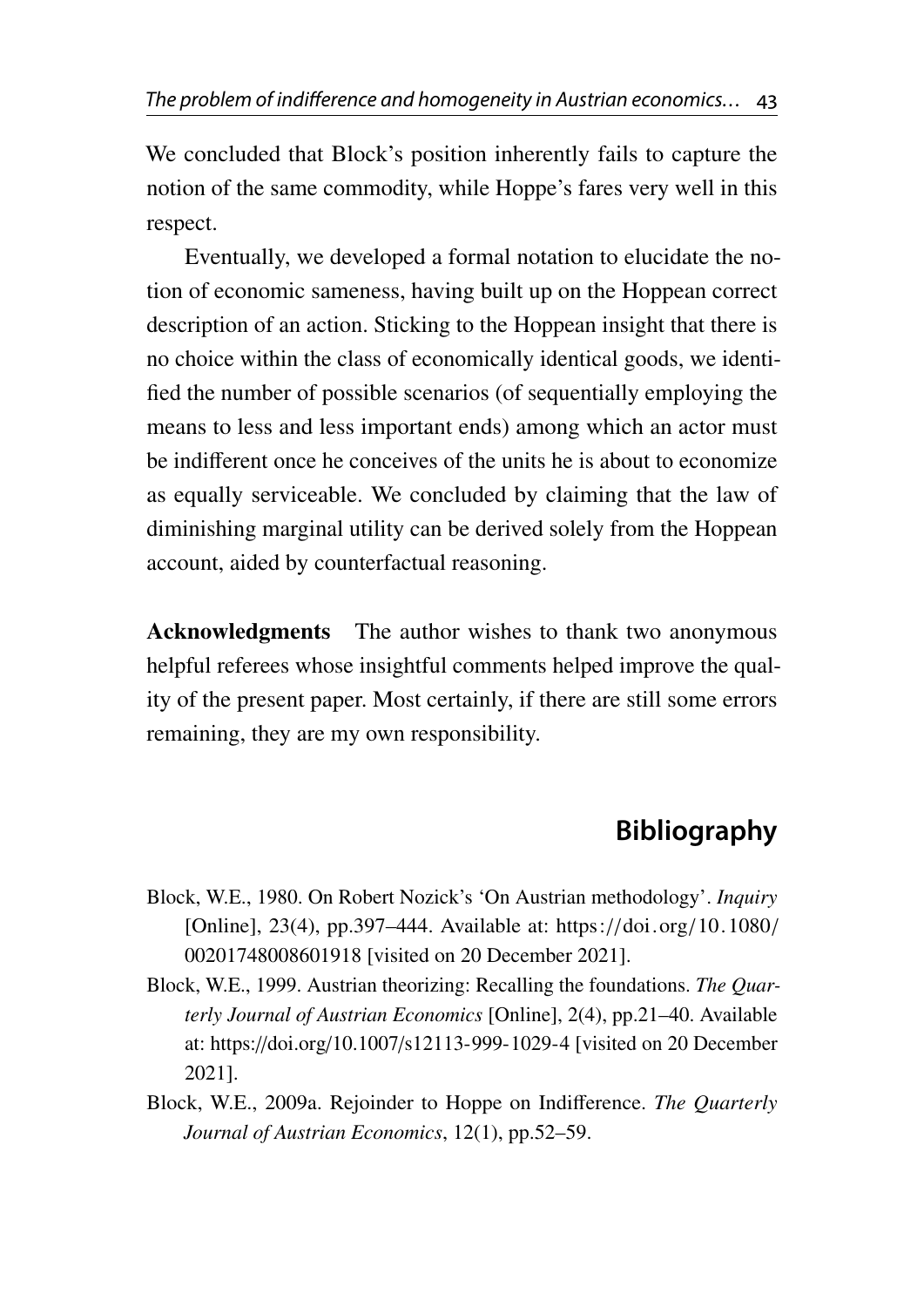We concluded that Block's position inherently fails to capture the notion of the same commodity, while Hoppe's fares very well in this respect.

Eventually, we developed a formal notation to elucidate the notion of economic sameness, having built up on the Hoppean correct description of an action. Sticking to the Hoppean insight that there is no choice within the class of economically identical goods, we identified the number of possible scenarios (of sequentially employing the means to less and less important ends) among which an actor must be indifferent once he conceives of the units he is about to economize as equally serviceable. We concluded by claiming that the law of diminishing marginal utility can be derived solely from the Hoppean account, aided by counterfactual reasoning.

**Acknowledgments** The author wishes to thank two anonymous helpful referees whose insightful comments helped improve the quality of the present paper. Most certainly, if there are still some errors remaining, they are my own responsibility.

## Bibliography

Block, W.E., 1980. On Robert Nozick's 'On Austrian methodology'. *Inquiry* [Online], 23(4), pp.397–444. Available at: https://doi.org/10.1080/00201748008601918 [visited on 20 December 2021].

Block, W.E., 1999. Austrian theorizing: Recalling the foundations. *The Quarterly Journal of Austrian Economics* [Online], 2(4), pp.21–40. Available at: https://doi.org/10.1007/s12113-999-1029-4 [visited on 20 December 2021].

Block, W.E., 2009a. Rejoinder to Hoppe on Indifference. *The Quarterly Journal of Austrian Economics*, 12(1), pp.52–59.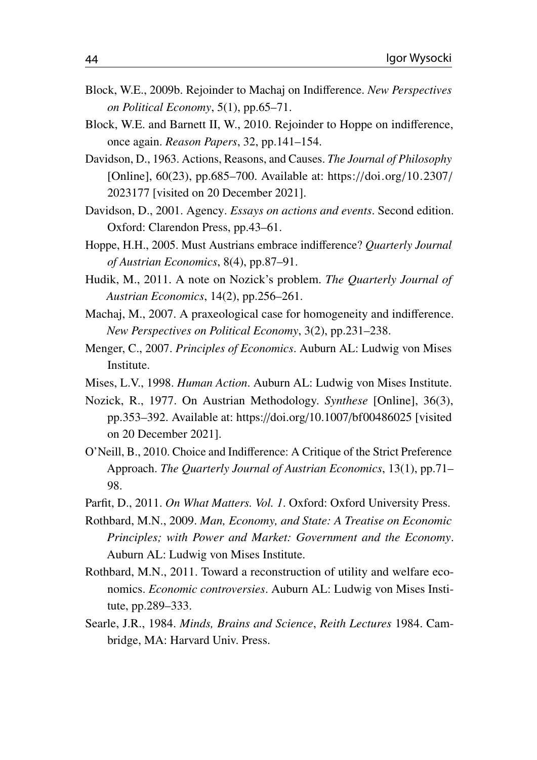Block, W.E., 2009b. Rejoinder to Machaj on Indifference. *New Perspectives on Political Economy*, 5(1), pp.65–71.

Block, W.E. and Barnett II, W., 2010. Rejoinder to Hoppe on indifference, once again. *Reason Papers*, 32, pp.141–154.

Davidson, D., 1963. Actions, Reasons, and Causes. *The Journal of Philosophy* [Online], 60(23), pp.685–700. Available at: https://doi.org/10.2307/2023177 [visited on 20 December 2021].

Davidson, D., 2001. Agency. *Essays on actions and events*. Second edition. Oxford: Clarendon Press, pp.43–61.

Hoppe, H.H., 2005. Must Austrians embrace indifference? *Quarterly Journal of Austrian Economics*, 8(4), pp.87–91.

Hudik, M., 2011. A note on Nozick's problem. *The Quarterly Journal of Austrian Economics*, 14(2), pp.256–261.

Machaj, M., 2007. A praxeological case for homogeneity and indifference. *New Perspectives on Political Economy*, 3(2), pp.231–238.

Menger, C., 2007. *Principles of Economics*. Auburn AL: Ludwig von Mises Institute.

Mises, L.V., 1998. *Human Action*. Auburn AL: Ludwig von Mises Institute.

Nozick, R., 1977. On Austrian Methodology. *Synthese* [Online], 36(3), pp.353–392. Available at: https://doi.org/10.1007/bf00486025 [visited on 20 December 2021].

O'Neill, B., 2010. Choice and Indifference: A Critique of the Strict Preference Approach. *The Quarterly Journal of Austrian Economics*, 13(1), pp.71–98.

Parfit, D., 2011. *On What Matters. Vol. 1*. Oxford: Oxford University Press.

Rothbard, M.N., 2009. *Man, Economy, and State: A Treatise on Economic Principles; with Power and Market: Government and the Economy*. Auburn AL: Ludwig von Mises Institute.

Rothbard, M.N., 2011. Toward a reconstruction of utility and welfare economics. *Economic controversies*. Auburn AL: Ludwig von Mises Institute, pp.289–333.

Searle, J.R., 1984. *Minds, Brains and Science*, *Reith Lectures* 1984. Cambridge, MA: Harvard Univ. Press.